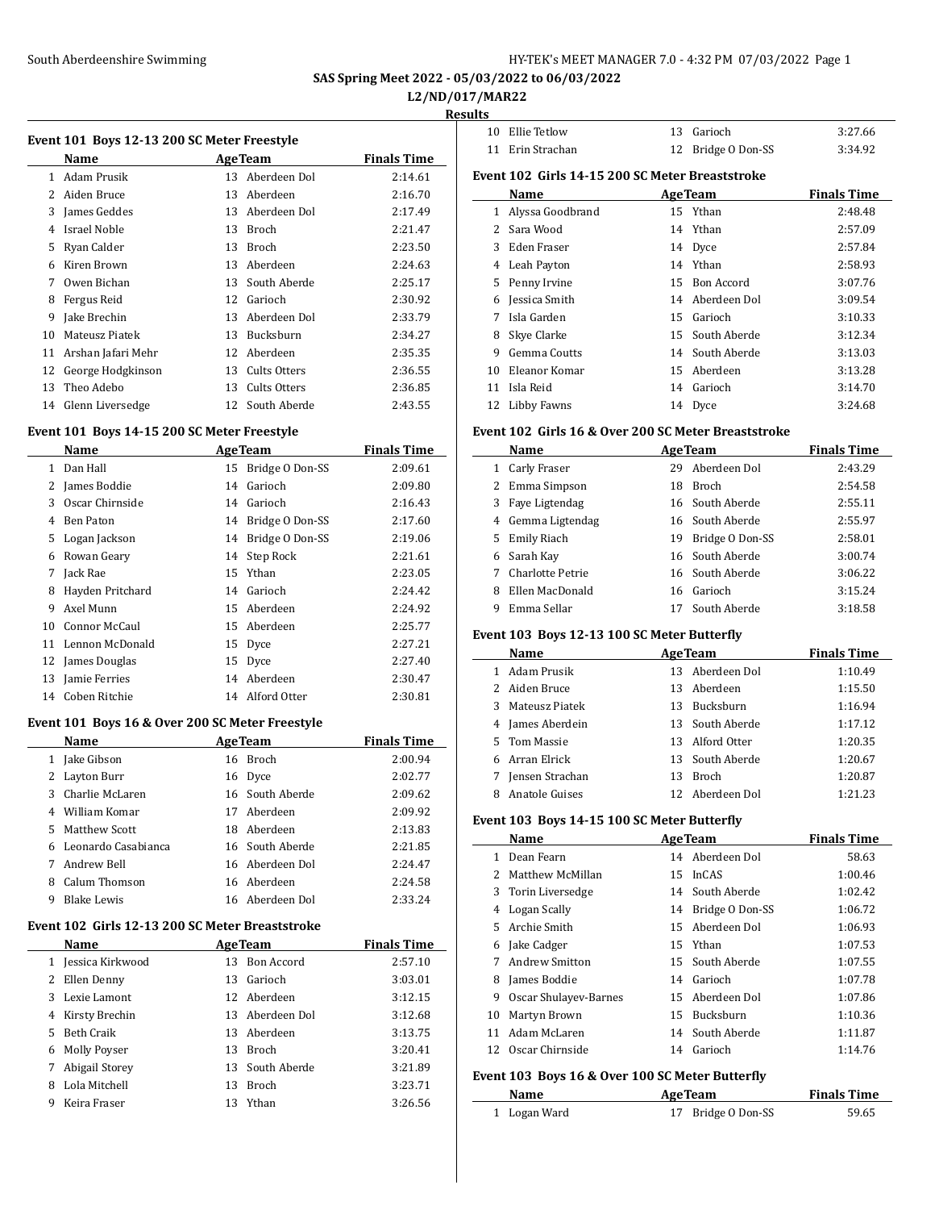SAS Spring Meet 2022 - 05/03/2022 to 06/03/2022

L2/ND/017/MAR22

**Results**

### Event 101 Boys 12-13 200 SC Meter Freestyle

| | Name | Age | Team | Finals Time |
|---|---|---|---|---|
| 1 | Adam Prusik | 13 | Aberdeen Dol | 2:14.61 |
| 2 | Aiden Bruce | 13 | Aberdeen | 2:16.70 |
| 3 | James Geddes | 13 | Aberdeen Dol | 2:17.49 |
| 4 | Israel Noble | 13 | Broch | 2:21.47 |
| 5 | Ryan Calder | 13 | Broch | 2:23.50 |
| 6 | Kiren Brown | 13 | Aberdeen | 2:24.63 |
| 7 | Owen Bichan | 13 | South Aberde | 2:25.17 |
| 8 | Fergus Reid | 12 | Garioch | 2:30.92 |
| 9 | Jake Brechin | 13 | Aberdeen Dol | 2:33.79 |
| 10 | Mateusz Piatek | 13 | Bucksburn | 2:34.27 |
| 11 | Arshan Jafari Mehr | 12 | Aberdeen | 2:35.35 |
| 12 | George Hodgkinson | 13 | Cults Otters | 2:36.55 |
| 13 | Theo Adebo | 13 | Cults Otters | 2:36.85 |
| 14 | Glenn Liversedge | 12 | South Aberde | 2:43.55 |

### Event 101 Boys 14-15 200 SC Meter Freestyle

| | Name | Age | Team | Finals Time |
|---|---|---|---|---|
| 1 | Dan Hall | 15 | Bridge O Don-SS | 2:09.61 |
| 2 | James Boddie | 14 | Garioch | 2:09.80 |
| 3 | Oscar Chirnside | 14 | Garioch | 2:16.43 |
| 4 | Ben Paton | 14 | Bridge O Don-SS | 2:17.60 |
| 5 | Logan Jackson | 14 | Bridge O Don-SS | 2:19.06 |
| 6 | Rowan Geary | 14 | Step Rock | 2:21.61 |
| 7 | Jack Rae | 15 | Ythan | 2:23.05 |
| 8 | Hayden Pritchard | 14 | Garioch | 2:24.42 |
| 9 | Axel Munn | 15 | Aberdeen | 2:24.92 |
| 10 | Connor McCaul | 15 | Aberdeen | 2:25.77 |
| 11 | Lennon McDonald | 15 | Dyce | 2:27.21 |
| 12 | James Douglas | 15 | Dyce | 2:27.40 |
| 13 | Jamie Ferries | 14 | Aberdeen | 2:30.47 |
| 14 | Coben Ritchie | 14 | Alford Otter | 2:30.81 |

### Event 101 Boys 16 & Over 200 SC Meter Freestyle

| | Name | Age | Team | Finals Time |
|---|---|---|---|---|
| 1 | Jake Gibson | 16 | Broch | 2:00.94 |
| 2 | Layton Burr | 16 | Dyce | 2:02.77 |
| 3 | Charlie McLaren | 16 | South Aberde | 2:09.62 |
| 4 | William Komar | 17 | Aberdeen | 2:09.92 |
| 5 | Matthew Scott | 18 | Aberdeen | 2:13.83 |
| 6 | Leonardo Casabianca | 16 | South Aberde | 2:21.85 |
| 7 | Andrew Bell | 16 | Aberdeen Dol | 2:24.47 |
| 8 | Calum Thomson | 16 | Aberdeen | 2:24.58 |
| 9 | Blake Lewis | 16 | Aberdeen Dol | 2:33.24 |

### Event 102 Girls 12-13 200 SC Meter Breaststroke

| | Name | Age | Team | Finals Time |
|---|---|---|---|---|
| 1 | Jessica Kirkwood | 13 | Bon Accord | 2:57.10 |
| 2 | Ellen Denny | 13 | Garioch | 3:03.01 |
| 3 | Lexie Lamont | 12 | Aberdeen | 3:12.15 |
| 4 | Kirsty Brechin | 13 | Aberdeen Dol | 3:12.68 |
| 5 | Beth Craik | 13 | Aberdeen | 3:13.75 |
| 6 | Molly Poyser | 13 | Broch | 3:20.41 |
| 7 | Abigail Storey | 13 | South Aberde | 3:21.89 |
| 8 | Lola Mitchell | 13 | Broch | 3:23.71 |
| 9 | Keira Fraser | 13 | Ythan | 3:26.56 |
| 10 | Ellie Tetlow | 13 | Garioch | 3:27.66 |
| 11 | Erin Strachan | 12 | Bridge O Don-SS | 3:34.92 |

### Event 102 Girls 14-15 200 SC Meter Breaststroke

| | Name | Age | Team | Finals Time |
|---|---|---|---|---|
| 1 | Alyssa Goodbrand | 15 | Ythan | 2:48.48 |
| 2 | Sara Wood | 14 | Ythan | 2:57.09 |
| 3 | Eden Fraser | 14 | Dyce | 2:57.84 |
| 4 | Leah Payton | 14 | Ythan | 2:58.93 |
| 5 | Penny Irvine | 15 | Bon Accord | 3:07.76 |
| 6 | Jessica Smith | 14 | Aberdeen Dol | 3:09.54 |
| 7 | Isla Garden | 15 | Garioch | 3:10.33 |
| 8 | Skye Clarke | 15 | South Aberde | 3:12.34 |
| 9 | Gemma Coutts | 14 | South Aberde | 3:13.03 |
| 10 | Eleanor Komar | 15 | Aberdeen | 3:13.28 |
| 11 | Isla Reid | 14 | Garioch | 3:14.70 |
| 12 | Libby Fawns | 14 | Dyce | 3:24.68 |

### Event 102 Girls 16 & Over 200 SC Meter Breaststroke

| | Name | Age | Team | Finals Time |
|---|---|---|---|---|
| 1 | Carly Fraser | 29 | Aberdeen Dol | 2:43.29 |
| 2 | Emma Simpson | 18 | Broch | 2:54.58 |
| 3 | Faye Ligtendag | 16 | South Aberde | 2:55.11 |
| 4 | Gemma Ligtendag | 16 | South Aberde | 2:55.97 |
| 5 | Emily Riach | 19 | Bridge O Don-SS | 2:58.01 |
| 6 | Sarah Kay | 16 | South Aberde | 3:00.74 |
| 7 | Charlotte Petrie | 16 | South Aberde | 3:06.22 |
| 8 | Ellen MacDonald | 16 | Garioch | 3:15.24 |
| 9 | Emma Sellar | 17 | South Aberde | 3:18.58 |

### Event 103 Boys 12-13 100 SC Meter Butterfly

| | Name | Age | Team | Finals Time |
|---|---|---|---|---|
| 1 | Adam Prusik | 13 | Aberdeen Dol | 1:10.49 |
| 2 | Aiden Bruce | 13 | Aberdeen | 1:15.50 |
| 3 | Mateusz Piatek | 13 | Bucksburn | 1:16.94 |
| 4 | James Aberdein | 13 | South Aberde | 1:17.12 |
| 5 | Tom Massie | 13 | Alford Otter | 1:20.35 |
| 6 | Arran Elrick | 13 | South Aberde | 1:20.67 |
| 7 | Jensen Strachan | 13 | Broch | 1:20.87 |
| 8 | Anatole Guises | 12 | Aberdeen Dol | 1:21.23 |

### Event 103 Boys 14-15 100 SC Meter Butterfly

| | Name | Age | Team | Finals Time |
|---|---|---|---|---|
| 1 | Dean Fearn | 14 | Aberdeen Dol | 58.63 |
| 2 | Matthew McMillan | 15 | InCAS | 1:00.46 |
| 3 | Torin Liversedge | 14 | South Aberde | 1:02.42 |
| 4 | Logan Scally | 14 | Bridge O Don-SS | 1:06.72 |
| 5 | Archie Smith | 15 | Aberdeen Dol | 1:06.93 |
| 6 | Jake Cadger | 15 | Ythan | 1:07.53 |
| 7 | Andrew Smitton | 15 | South Aberde | 1:07.55 |
| 8 | James Boddie | 14 | Garioch | 1:07.78 |
| 9 | Oscar Shulayev-Barnes | 15 | Aberdeen Dol | 1:07.86 |
| 10 | Martyn Brown | 15 | Bucksburn | 1:10.36 |
| 11 | Adam McLaren | 14 | South Aberde | 1:11.87 |
| 12 | Oscar Chirnside | 14 | Garioch | 1:14.76 |

### Event 103 Boys 16 & Over 100 SC Meter Butterfly

| | Name | Age | Team | Finals Time |
|---|---|---|---|---|
| 1 | Logan Ward | 17 | Bridge O Don-SS | 59.65 |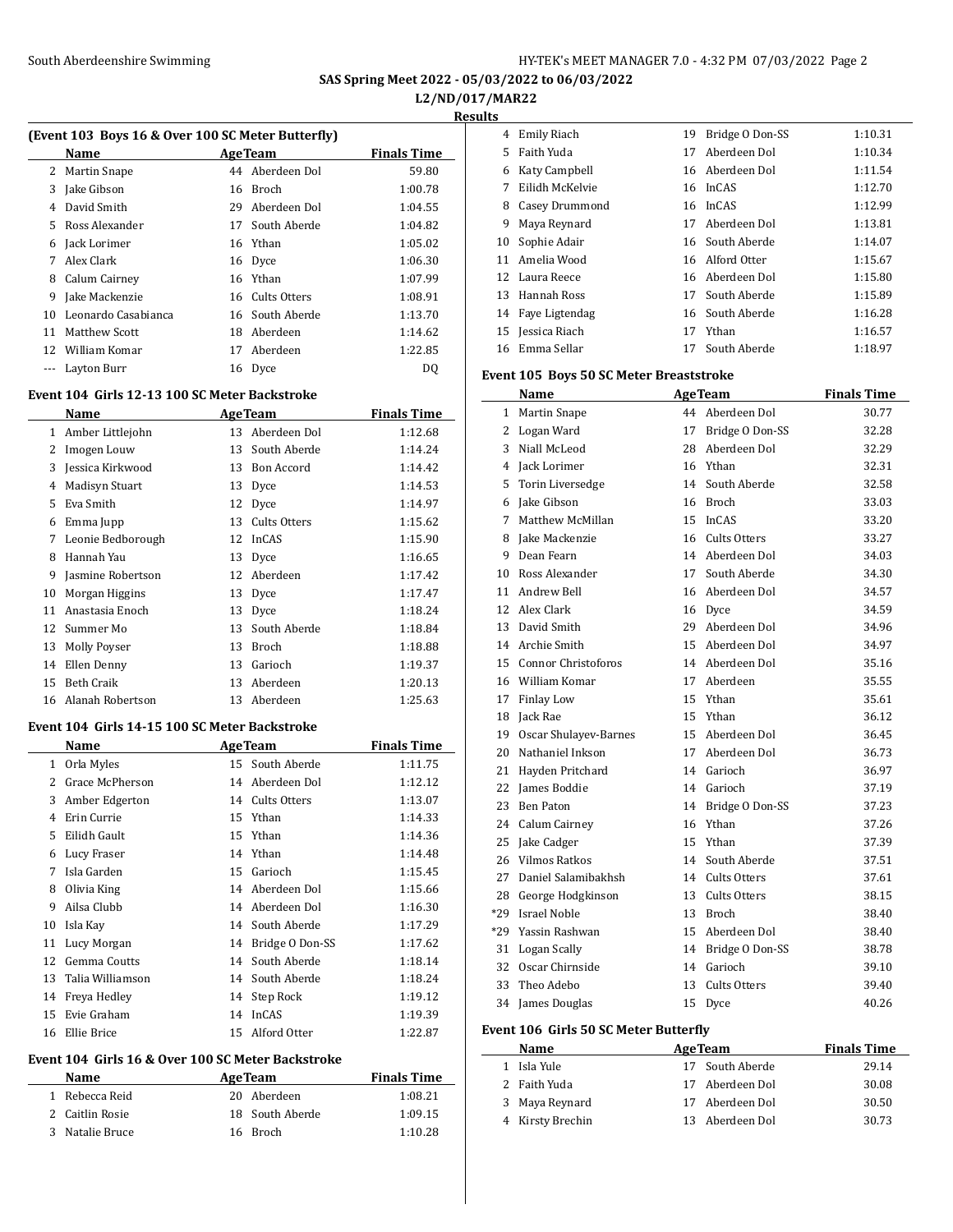## (Event 103 Boys 16 & Over 100 SC Meter Butterfly)

| | Name | Age | Team | Finals Time |
|---|---|---|---|---|
| 2 | Martin Snape | 44 | Aberdeen Dol | 59.80 |
| 3 | Jake Gibson | 16 | Broch | 1:00.78 |
| 4 | David Smith | 29 | Aberdeen Dol | 1:04.55 |
| 5 | Ross Alexander | 17 | South Aberde | 1:04.82 |
| 6 | Jack Lorimer | 16 | Ythan | 1:05.02 |
| 7 | Alex Clark | 16 | Dyce | 1:06.30 |
| 8 | Calum Cairney | 16 | Ythan | 1:07.99 |
| 9 | Jake Mackenzie | 16 | Cults Otters | 1:08.91 |
| 10 | Leonardo Casabianca | 16 | South Aberde | 1:13.70 |
| 11 | Matthew Scott | 18 | Aberdeen | 1:14.62 |
| 12 | William Komar | 17 | Aberdeen | 1:22.85 |
| --- | Layton Burr | 16 | Dyce | DQ |

## Event 104 Girls 12-13 100 SC Meter Backstroke

| | Name | Age | Team | Finals Time |
|---|---|---|---|---|
| 1 | Amber Littlejohn | 13 | Aberdeen Dol | 1:12.68 |
| 2 | Imogen Louw | 13 | South Aberde | 1:14.24 |
| 3 | Jessica Kirkwood | 13 | Bon Accord | 1:14.42 |
| 4 | Madisyn Stuart | 13 | Dyce | 1:14.53 |
| 5 | Eva Smith | 12 | Dyce | 1:14.97 |
| 6 | Emma Jupp | 13 | Cults Otters | 1:15.62 |
| 7 | Leonie Bedborough | 12 | InCAS | 1:15.90 |
| 8 | Hannah Yau | 13 | Dyce | 1:16.65 |
| 9 | Jasmine Robertson | 12 | Aberdeen | 1:17.42 |
| 10 | Morgan Higgins | 13 | Dyce | 1:17.47 |
| 11 | Anastasia Enoch | 13 | Dyce | 1:18.24 |
| 12 | Summer Mo | 13 | South Aberde | 1:18.84 |
| 13 | Molly Poyser | 13 | Broch | 1:18.88 |
| 14 | Ellen Denny | 13 | Garioch | 1:19.37 |
| 15 | Beth Craik | 13 | Aberdeen | 1:20.13 |
| 16 | Alanah Robertson | 13 | Aberdeen | 1:25.63 |

## Event 104 Girls 14-15 100 SC Meter Backstroke

| | Name | Age | Team | Finals Time |
|---|---|---|---|---|
| 1 | Orla Myles | 15 | South Aberde | 1:11.75 |
| 2 | Grace McPherson | 14 | Aberdeen Dol | 1:12.12 |
| 3 | Amber Edgerton | 14 | Cults Otters | 1:13.07 |
| 4 | Erin Currie | 15 | Ythan | 1:14.33 |
| 5 | Eilidh Gault | 15 | Ythan | 1:14.36 |
| 6 | Lucy Fraser | 14 | Ythan | 1:14.48 |
| 7 | Isla Garden | 15 | Garioch | 1:15.45 |
| 8 | Olivia King | 14 | Aberdeen Dol | 1:15.66 |
| 9 | Ailsa Clubb | 14 | Aberdeen Dol | 1:16.30 |
| 10 | Isla Kay | 14 | South Aberde | 1:17.29 |
| 11 | Lucy Morgan | 14 | Bridge O Don-SS | 1:17.62 |
| 12 | Gemma Coutts | 14 | South Aberde | 1:18.14 |
| 13 | Talia Williamson | 14 | South Aberde | 1:18.24 |
| 14 | Freya Hedley | 14 | Step Rock | 1:19.12 |
| 15 | Evie Graham | 14 | InCAS | 1:19.39 |
| 16 | Ellie Brice | 15 | Alford Otter | 1:22.87 |

## Event 104 Girls 16 & Over 100 SC Meter Backstroke

| | Name | Age | Team | Finals Time |
|---|---|---|---|---|
| 1 | Rebecca Reid | 20 | Aberdeen | 1:08.21 |
| 2 | Caitlin Rosie | 18 | South Aberde | 1:09.15 |
| 3 | Natalie Bruce | 16 | Broch | 1:10.28 |
| 4 | Emily Riach | 19 | Bridge O Don-SS | 1:10.31 |
| 5 | Faith Yuda | 17 | Aberdeen Dol | 1:10.34 |
| 6 | Katy Campbell | 16 | Aberdeen Dol | 1:11.54 |
| 7 | Eilidh McKelvie | 16 | InCAS | 1:12.70 |
| 8 | Casey Drummond | 16 | InCAS | 1:12.99 |
| 9 | Maya Reynard | 17 | Aberdeen Dol | 1:13.81 |
| 10 | Sophie Adair | 16 | South Aberde | 1:14.07 |
| 11 | Amelia Wood | 16 | Alford Otter | 1:15.67 |
| 12 | Laura Reece | 16 | Aberdeen Dol | 1:15.80 |
| 13 | Hannah Ross | 17 | South Aberde | 1:15.89 |
| 14 | Faye Ligtendag | 16 | South Aberde | 1:16.28 |
| 15 | Jessica Riach | 17 | Ythan | 1:16.57 |
| 16 | Emma Sellar | 17 | South Aberde | 1:18.97 |

## Event 105 Boys 50 SC Meter Breaststroke

| | Name | Age | Team | Finals Time |
|---|---|---|---|---|
| 1 | Martin Snape | 44 | Aberdeen Dol | 30.77 |
| 2 | Logan Ward | 17 | Bridge O Don-SS | 32.28 |
| 3 | Niall McLeod | 28 | Aberdeen Dol | 32.29 |
| 4 | Jack Lorimer | 16 | Ythan | 32.31 |
| 5 | Torin Liversedge | 14 | South Aberde | 32.58 |
| 6 | Jake Gibson | 16 | Broch | 33.03 |
| 7 | Matthew McMillan | 15 | InCAS | 33.20 |
| 8 | Jake Mackenzie | 16 | Cults Otters | 33.27 |
| 9 | Dean Fearn | 14 | Aberdeen Dol | 34.03 |
| 10 | Ross Alexander | 17 | South Aberde | 34.30 |
| 11 | Andrew Bell | 16 | Aberdeen Dol | 34.57 |
| 12 | Alex Clark | 16 | Dyce | 34.59 |
| 13 | David Smith | 29 | Aberdeen Dol | 34.96 |
| 14 | Archie Smith | 15 | Aberdeen Dol | 34.97 |
| 15 | Connor Christoforos | 14 | Aberdeen Dol | 35.16 |
| 16 | William Komar | 17 | Aberdeen | 35.55 |
| 17 | Finlay Low | 15 | Ythan | 35.61 |
| 18 | Jack Rae | 15 | Ythan | 36.12 |
| 19 | Oscar Shulayev-Barnes | 15 | Aberdeen Dol | 36.45 |
| 20 | Nathaniel Inkson | 17 | Aberdeen Dol | 36.73 |
| 21 | Hayden Pritchard | 14 | Garioch | 36.97 |
| 22 | James Boddie | 14 | Garioch | 37.19 |
| 23 | Ben Paton | 14 | Bridge O Don-SS | 37.23 |
| 24 | Calum Cairney | 16 | Ythan | 37.26 |
| 25 | Jake Cadger | 15 | Ythan | 37.39 |
| 26 | Vilmos Ratkos | 14 | South Aberde | 37.51 |
| 27 | Daniel Salamibakhsh | 14 | Cults Otters | 37.61 |
| 28 | George Hodgkinson | 13 | Cults Otters | 38.15 |
| *29 | Israel Noble | 13 | Broch | 38.40 |
| *29 | Yassin Rashwan | 15 | Aberdeen Dol | 38.40 |
| 31 | Logan Scally | 14 | Bridge O Don-SS | 38.78 |
| 32 | Oscar Chirnside | 14 | Garioch | 39.10 |
| 33 | Theo Adebo | 13 | Cults Otters | 39.40 |
| 34 | James Douglas | 15 | Dyce | 40.26 |

## Event 106 Girls 50 SC Meter Butterfly

| | Name | Age | Team | Finals Time |
|---|---|---|---|---|
| 1 | Isla Yule | 17 | South Aberde | 29.14 |
| 2 | Faith Yuda | 17 | Aberdeen Dol | 30.08 |
| 3 | Maya Reynard | 17 | Aberdeen Dol | 30.50 |
| 4 | Kirsty Brechin | 13 | Aberdeen Dol | 30.73 |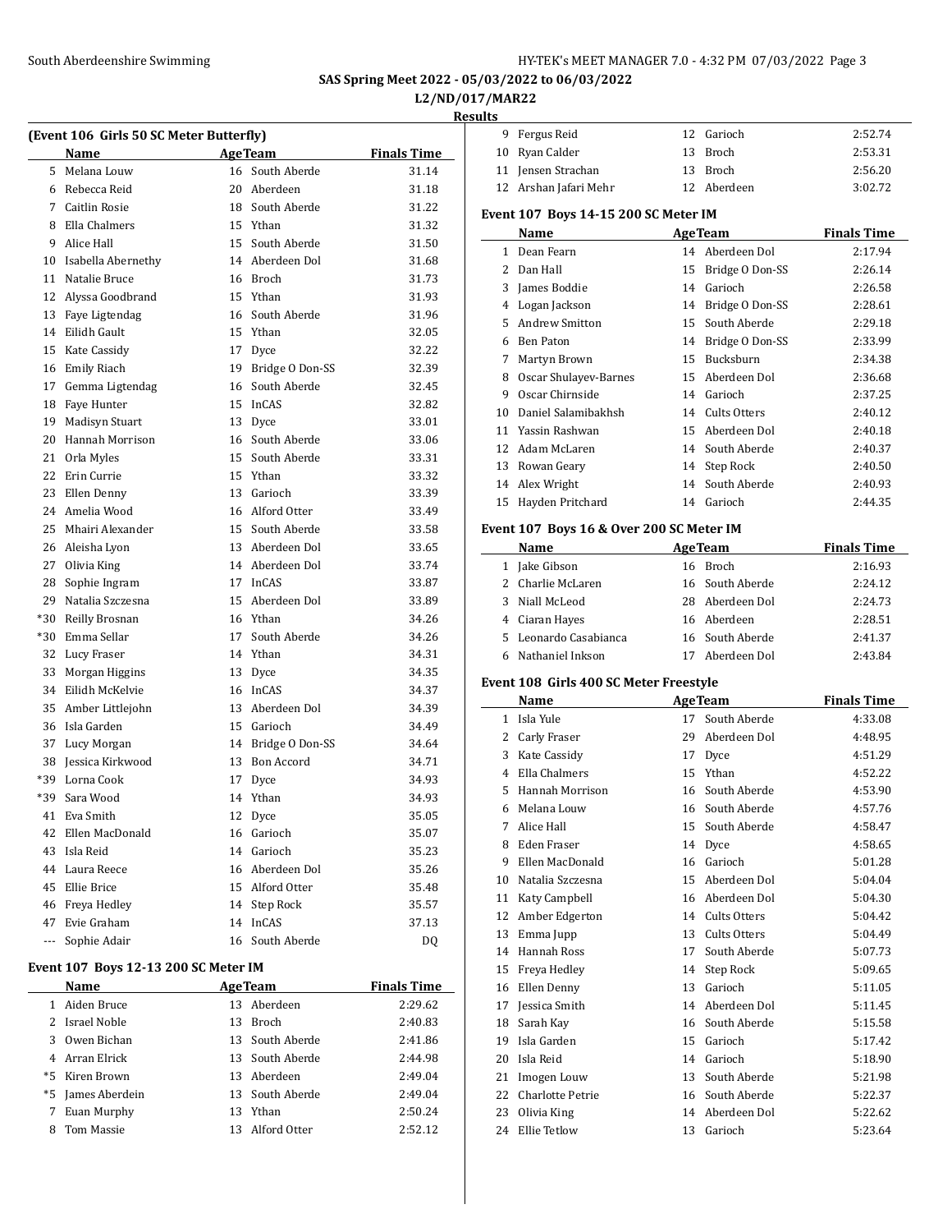# SAS Spring Meet 2022 - 05/03/2022 to 06/03/2022

## L2/ND/017/MAR22

### Results

#### (Event 106 Girls 50 SC Meter Butterfly)

| | Name | Age | Team | Finals Time |
|---|---|---|---|---|
| 5 | Melana Louw | 16 | South Aberde | 31.14 |
| 6 | Rebecca Reid | 20 | Aberdeen | 31.18 |
| 7 | Caitlin Rosie | 18 | South Aberde | 31.22 |
| 8 | Ella Chalmers | 15 | Ythan | 31.32 |
| 9 | Alice Hall | 15 | South Aberde | 31.50 |
| 10 | Isabella Abernethy | 14 | Aberdeen Dol | 31.68 |
| 11 | Natalie Bruce | 16 | Broch | 31.73 |
| 12 | Alyssa Goodbrand | 15 | Ythan | 31.93 |
| 13 | Faye Ligtendag | 16 | South Aberde | 31.96 |
| 14 | Eilidh Gault | 15 | Ythan | 32.05 |
| 15 | Kate Cassidy | 17 | Dyce | 32.22 |
| 16 | Emily Riach | 19 | Bridge O Don-SS | 32.39 |
| 17 | Gemma Ligtendag | 16 | South Aberde | 32.45 |
| 18 | Faye Hunter | 15 | InCAS | 32.82 |
| 19 | Madisyn Stuart | 13 | Dyce | 33.01 |
| 20 | Hannah Morrison | 16 | South Aberde | 33.06 |
| 21 | Orla Myles | 15 | South Aberde | 33.31 |
| 22 | Erin Currie | 15 | Ythan | 33.32 |
| 23 | Ellen Denny | 13 | Garioch | 33.39 |
| 24 | Amelia Wood | 16 | Alford Otter | 33.49 |
| 25 | Mhairi Alexander | 15 | South Aberde | 33.58 |
| 26 | Aleisha Lyon | 13 | Aberdeen Dol | 33.65 |
| 27 | Olivia King | 14 | Aberdeen Dol | 33.74 |
| 28 | Sophie Ingram | 17 | InCAS | 33.87 |
| 29 | Natalia Szczesna | 15 | Aberdeen Dol | 33.89 |
| *30 | Reilly Brosnan | 16 | Ythan | 34.26 |
| *30 | Emma Sellar | 17 | South Aberde | 34.26 |
| 32 | Lucy Fraser | 14 | Ythan | 34.31 |
| 33 | Morgan Higgins | 13 | Dyce | 34.35 |
| 34 | Eilidh McKelvie | 16 | InCAS | 34.37 |
| 35 | Amber Littlejohn | 13 | Aberdeen Dol | 34.39 |
| 36 | Isla Garden | 15 | Garioch | 34.49 |
| 37 | Lucy Morgan | 14 | Bridge O Don-SS | 34.64 |
| 38 | Jessica Kirkwood | 13 | Bon Accord | 34.71 |
| *39 | Lorna Cook | 17 | Dyce | 34.93 |
| *39 | Sara Wood | 14 | Ythan | 34.93 |
| 41 | Eva Smith | 12 | Dyce | 35.05 |
| 42 | Ellen MacDonald | 16 | Garioch | 35.07 |
| 43 | Isla Reid | 14 | Garioch | 35.23 |
| 44 | Laura Reece | 16 | Aberdeen Dol | 35.26 |
| 45 | Ellie Brice | 15 | Alford Otter | 35.48 |
| 46 | Freya Hedley | 14 | Step Rock | 35.57 |
| 47 | Evie Graham | 14 | InCAS | 37.13 |
| --- | Sophie Adair | 16 | South Aberde | DQ |

#### Event 107 Boys 12-13 200 SC Meter IM

| | Name | Age | Team | Finals Time |
|---|---|---|---|---|
| 1 | Aiden Bruce | 13 | Aberdeen | 2:29.62 |
| 2 | Israel Noble | 13 | Broch | 2:40.83 |
| 3 | Owen Bichan | 13 | South Aberde | 2:41.86 |
| 4 | Arran Elrick | 13 | South Aberde | 2:44.98 |
| *5 | Kiren Brown | 13 | Aberdeen | 2:49.04 |
| *5 | James Aberdein | 13 | South Aberde | 2:49.04 |
| 7 | Euan Murphy | 13 | Ythan | 2:50.24 |
| 8 | Tom Massie | 13 | Alford Otter | 2:52.12 |
| 9 | Fergus Reid | 12 | Garioch | 2:52.74 |
| 10 | Ryan Calder | 13 | Broch | 2:53.31 |
| 11 | Jensen Strachan | 13 | Broch | 2:56.20 |
| 12 | Arshan Jafari Mehr | 12 | Aberdeen | 3:02.72 |

#### Event 107 Boys 14-15 200 SC Meter IM

| | Name | Age | Team | Finals Time |
|---|---|---|---|---|
| 1 | Dean Fearn | 14 | Aberdeen Dol | 2:17.94 |
| 2 | Dan Hall | 15 | Bridge O Don-SS | 2:26.14 |
| 3 | James Boddie | 14 | Garioch | 2:26.58 |
| 4 | Logan Jackson | 14 | Bridge O Don-SS | 2:28.61 |
| 5 | Andrew Smitton | 15 | South Aberde | 2:29.18 |
| 6 | Ben Paton | 14 | Bridge O Don-SS | 2:33.99 |
| 7 | Martyn Brown | 15 | Bucksburn | 2:34.38 |
| 8 | Oscar Shulayev-Barnes | 15 | Aberdeen Dol | 2:36.68 |
| 9 | Oscar Chirnside | 14 | Garioch | 2:37.25 |
| 10 | Daniel Salamibakhsh | 14 | Cults Otters | 2:40.12 |
| 11 | Yassin Rashwan | 15 | Aberdeen Dol | 2:40.18 |
| 12 | Adam McLaren | 14 | South Aberde | 2:40.37 |
| 13 | Rowan Geary | 14 | Step Rock | 2:40.50 |
| 14 | Alex Wright | 14 | South Aberde | 2:40.93 |
| 15 | Hayden Pritchard | 14 | Garioch | 2:44.35 |

#### Event 107 Boys 16 & Over 200 SC Meter IM

| | Name | Age | Team | Finals Time |
|---|---|---|---|---|
| 1 | Jake Gibson | 16 | Broch | 2:16.93 |
| 2 | Charlie McLaren | 16 | South Aberde | 2:24.12 |
| 3 | Niall McLeod | 28 | Aberdeen Dol | 2:24.73 |
| 4 | Ciaran Hayes | 16 | Aberdeen | 2:28.51 |
| 5 | Leonardo Casabianca | 16 | South Aberde | 2:41.37 |
| 6 | Nathaniel Inkson | 17 | Aberdeen Dol | 2:43.84 |

#### Event 108 Girls 400 SC Meter Freestyle

| | Name | Age | Team | Finals Time |
|---|---|---|---|---|
| 1 | Isla Yule | 17 | South Aberde | 4:33.08 |
| 2 | Carly Fraser | 29 | Aberdeen Dol | 4:48.95 |
| 3 | Kate Cassidy | 17 | Dyce | 4:51.29 |
| 4 | Ella Chalmers | 15 | Ythan | 4:52.22 |
| 5 | Hannah Morrison | 16 | South Aberde | 4:53.90 |
| 6 | Melana Louw | 16 | South Aberde | 4:57.76 |
| 7 | Alice Hall | 15 | South Aberde | 4:58.47 |
| 8 | Eden Fraser | 14 | Dyce | 4:58.65 |
| 9 | Ellen MacDonald | 16 | Garioch | 5:01.28 |
| 10 | Natalia Szczesna | 15 | Aberdeen Dol | 5:04.04 |
| 11 | Katy Campbell | 16 | Aberdeen Dol | 5:04.30 |
| 12 | Amber Edgerton | 14 | Cults Otters | 5:04.42 |
| 13 | Emma Jupp | 13 | Cults Otters | 5:04.49 |
| 14 | Hannah Ross | 17 | South Aberde | 5:07.73 |
| 15 | Freya Hedley | 14 | Step Rock | 5:09.65 |
| 16 | Ellen Denny | 13 | Garioch | 5:11.05 |
| 17 | Jessica Smith | 14 | Aberdeen Dol | 5:11.45 |
| 18 | Sarah Kay | 16 | South Aberde | 5:15.58 |
| 19 | Isla Garden | 15 | Garioch | 5:17.42 |
| 20 | Isla Reid | 14 | Garioch | 5:18.90 |
| 21 | Imogen Louw | 13 | South Aberde | 5:21.98 |
| 22 | Charlotte Petrie | 16 | South Aberde | 5:22.37 |
| 23 | Olivia King | 14 | Aberdeen Dol | 5:22.62 |
| 24 | Ellie Tetlow | 13 | Garioch | 5:23.64 |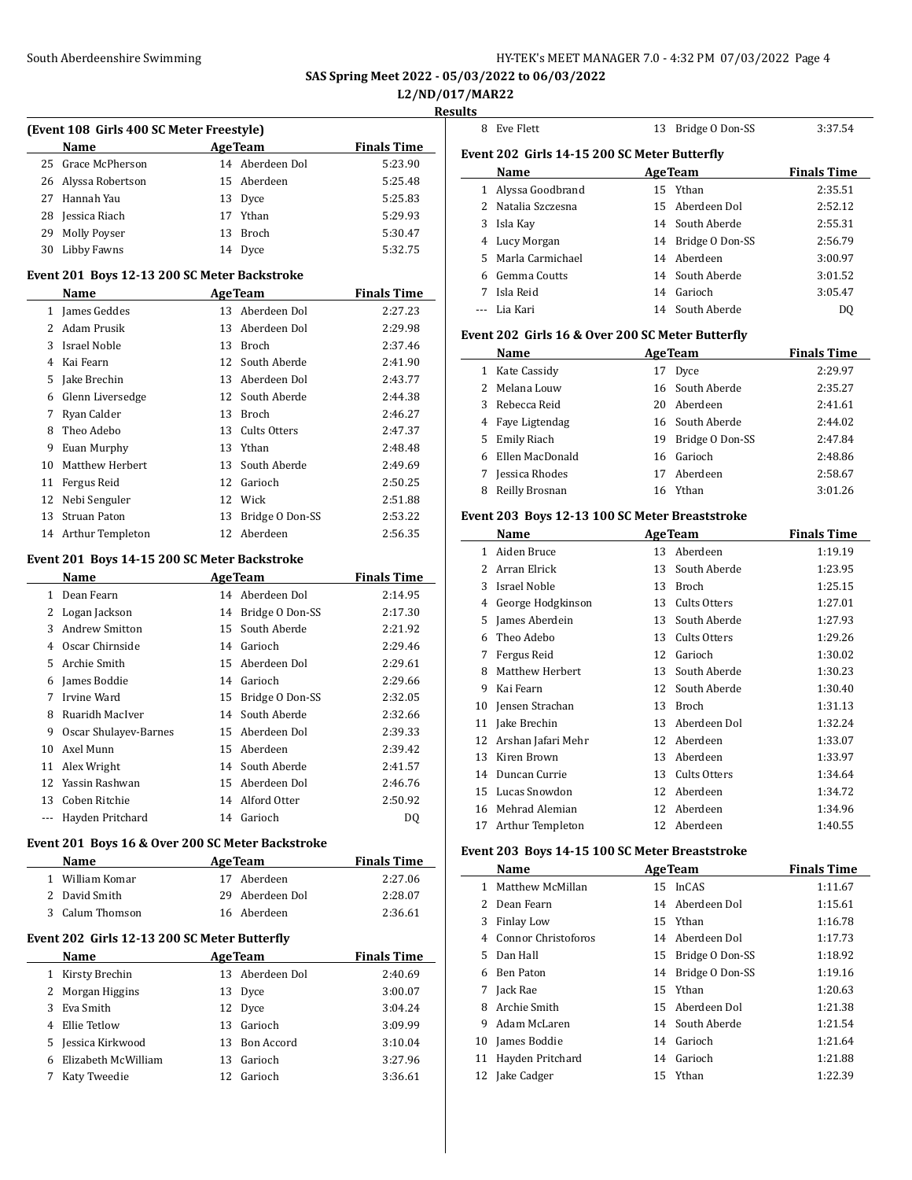SAS Spring Meet 2022 - 05/03/2022 to 06/03/2022

L2/ND/017/MAR22

**Results**

### (Event 108 Girls 400 SC Meter Freestyle)

| | Name | Age | Team | Finals Time |
|---|---|---|---|---|
| 25 | Grace McPherson | 14 | Aberdeen Dol | 5:23.90 |
| 26 | Alyssa Robertson | 15 | Aberdeen | 5:25.48 |
| 27 | Hannah Yau | 13 | Dyce | 5:25.83 |
| 28 | Jessica Riach | 17 | Ythan | 5:29.93 |
| 29 | Molly Poyser | 13 | Broch | 5:30.47 |
| 30 | Libby Fawns | 14 | Dyce | 5:32.75 |

### Event 201 Boys 12-13 200 SC Meter Backstroke

| | Name | Age | Team | Finals Time |
|---|---|---|---|---|
| 1 | James Geddes | 13 | Aberdeen Dol | 2:27.23 |
| 2 | Adam Prusik | 13 | Aberdeen Dol | 2:29.98 |
| 3 | Israel Noble | 13 | Broch | 2:37.46 |
| 4 | Kai Fearn | 12 | South Aberde | 2:41.90 |
| 5 | Jake Brechin | 13 | Aberdeen Dol | 2:43.77 |
| 6 | Glenn Liversedge | 12 | South Aberde | 2:44.38 |
| 7 | Ryan Calder | 13 | Broch | 2:46.27 |
| 8 | Theo Adebo | 13 | Cults Otters | 2:47.37 |
| 9 | Euan Murphy | 13 | Ythan | 2:48.48 |
| 10 | Matthew Herbert | 13 | South Aberde | 2:49.69 |
| 11 | Fergus Reid | 12 | Garioch | 2:50.25 |
| 12 | Nebi Senguler | 12 | Wick | 2:51.88 |
| 13 | Struan Paton | 13 | Bridge O Don-SS | 2:53.22 |
| 14 | Arthur Templeton | 12 | Aberdeen | 2:56.35 |

### Event 201 Boys 14-15 200 SC Meter Backstroke

| | Name | Age | Team | Finals Time |
|---|---|---|---|---|
| 1 | Dean Fearn | 14 | Aberdeen Dol | 2:14.95 |
| 2 | Logan Jackson | 14 | Bridge O Don-SS | 2:17.30 |
| 3 | Andrew Smitton | 15 | South Aberde | 2:21.92 |
| 4 | Oscar Chirnside | 14 | Garioch | 2:29.46 |
| 5 | Archie Smith | 15 | Aberdeen Dol | 2:29.61 |
| 6 | James Boddie | 14 | Garioch | 2:29.66 |
| 7 | Irvine Ward | 15 | Bridge O Don-SS | 2:32.05 |
| 8 | Ruaridh MacIver | 14 | South Aberde | 2:32.66 |
| 9 | Oscar Shulayev-Barnes | 15 | Aberdeen Dol | 2:39.33 |
| 10 | Axel Munn | 15 | Aberdeen | 2:39.42 |
| 11 | Alex Wright | 14 | South Aberde | 2:41.57 |
| 12 | Yassin Rashwan | 15 | Aberdeen Dol | 2:46.76 |
| 13 | Coben Ritchie | 14 | Alford Otter | 2:50.92 |
| --- | Hayden Pritchard | 14 | Garioch | DQ |

### Event 201 Boys 16 & Over 200 SC Meter Backstroke

| | Name | Age | Team | Finals Time |
|---|---|---|---|---|
| 1 | William Komar | 17 | Aberdeen | 2:27.06 |
| 2 | David Smith | 29 | Aberdeen Dol | 2:28.07 |
| 3 | Calum Thomson | 16 | Aberdeen | 2:36.61 |

### Event 202 Girls 12-13 200 SC Meter Butterfly

| | Name | Age | Team | Finals Time |
|---|---|---|---|---|
| 1 | Kirsty Brechin | 13 | Aberdeen Dol | 2:40.69 |
| 2 | Morgan Higgins | 13 | Dyce | 3:00.07 |
| 3 | Eva Smith | 12 | Dyce | 3:04.24 |
| 4 | Ellie Tetlow | 13 | Garioch | 3:09.99 |
| 5 | Jessica Kirkwood | 13 | Bon Accord | 3:10.04 |
| 6 | Elizabeth McWilliam | 13 | Garioch | 3:27.96 |
| 7 | Katy Tweedie | 12 | Garioch | 3:36.61 |
| 8 | Eve Flett | 13 | Bridge O Don-SS | 3:37.54 |

### Event 202 Girls 14-15 200 SC Meter Butterfly

| | Name | Age | Team | Finals Time |
|---|---|---|---|---|
| 1 | Alyssa Goodbrand | 15 | Ythan | 2:35.51 |
| 2 | Natalia Szczesna | 15 | Aberdeen Dol | 2:52.12 |
| 3 | Isla Kay | 14 | South Aberde | 2:55.31 |
| 4 | Lucy Morgan | 14 | Bridge O Don-SS | 2:56.79 |
| 5 | Marla Carmichael | 14 | Aberdeen | 3:00.97 |
| 6 | Gemma Coutts | 14 | South Aberde | 3:01.52 |
| 7 | Isla Reid | 14 | Garioch | 3:05.47 |
| --- | Lia Kari | 14 | South Aberde | DQ |

### Event 202 Girls 16 & Over 200 SC Meter Butterfly

| | Name | Age | Team | Finals Time |
|---|---|---|---|---|
| 1 | Kate Cassidy | 17 | Dyce | 2:29.97 |
| 2 | Melana Louw | 16 | South Aberde | 2:35.27 |
| 3 | Rebecca Reid | 20 | Aberdeen | 2:41.61 |
| 4 | Faye Ligtendag | 16 | South Aberde | 2:44.02 |
| 5 | Emily Riach | 19 | Bridge O Don-SS | 2:47.84 |
| 6 | Ellen MacDonald | 16 | Garioch | 2:48.86 |
| 7 | Jessica Rhodes | 17 | Aberdeen | 2:58.67 |
| 8 | Reilly Brosnan | 16 | Ythan | 3:01.26 |

### Event 203 Boys 12-13 100 SC Meter Breaststroke

| | Name | Age | Team | Finals Time |
|---|---|---|---|---|
| 1 | Aiden Bruce | 13 | Aberdeen | 1:19.19 |
| 2 | Arran Elrick | 13 | South Aberde | 1:23.95 |
| 3 | Israel Noble | 13 | Broch | 1:25.15 |
| 4 | George Hodgkinson | 13 | Cults Otters | 1:27.01 |
| 5 | James Aberdein | 13 | South Aberde | 1:27.93 |
| 6 | Theo Adebo | 13 | Cults Otters | 1:29.26 |
| 7 | Fergus Reid | 12 | Garioch | 1:30.02 |
| 8 | Matthew Herbert | 13 | South Aberde | 1:30.23 |
| 9 | Kai Fearn | 12 | South Aberde | 1:30.40 |
| 10 | Jensen Strachan | 13 | Broch | 1:31.13 |
| 11 | Jake Brechin | 13 | Aberdeen Dol | 1:32.24 |
| 12 | Arshan Jafari Mehr | 12 | Aberdeen | 1:33.07 |
| 13 | Kiren Brown | 13 | Aberdeen | 1:33.97 |
| 14 | Duncan Currie | 13 | Cults Otters | 1:34.64 |
| 15 | Lucas Snowdon | 12 | Aberdeen | 1:34.72 |
| 16 | Mehrad Alemian | 12 | Aberdeen | 1:34.96 |
| 17 | Arthur Templeton | 12 | Aberdeen | 1:40.55 |

### Event 203 Boys 14-15 100 SC Meter Breaststroke

| | Name | Age | Team | Finals Time |
|---|---|---|---|---|
| 1 | Matthew McMillan | 15 | InCAS | 1:11.67 |
| 2 | Dean Fearn | 14 | Aberdeen Dol | 1:15.61 |
| 3 | Finlay Low | 15 | Ythan | 1:16.78 |
| 4 | Connor Christoforos | 14 | Aberdeen Dol | 1:17.73 |
| 5 | Dan Hall | 15 | Bridge O Don-SS | 1:18.92 |
| 6 | Ben Paton | 14 | Bridge O Don-SS | 1:19.16 |
| 7 | Jack Rae | 15 | Ythan | 1:20.63 |
| 8 | Archie Smith | 15 | Aberdeen Dol | 1:21.38 |
| 9 | Adam McLaren | 14 | South Aberde | 1:21.54 |
| 10 | James Boddie | 14 | Garioch | 1:21.64 |
| 11 | Hayden Pritchard | 14 | Garioch | 1:21.88 |
| 12 | Jake Cadger | 15 | Ythan | 1:22.39 |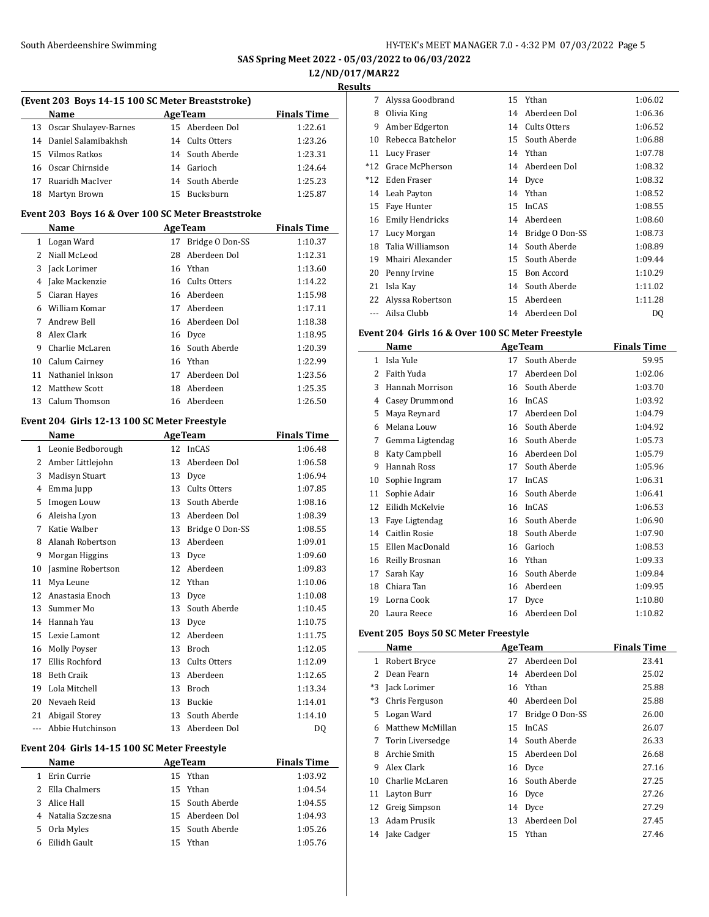## SAS Spring Meet 2022 - 05/03/2022 to 06/03/2022

## L2/ND/017/MAR22

## Results

### (Event 203 Boys 14-15 100 SC Meter Breaststroke)

| | Name | Age | Team | Finals Time |
|---|---|---|---|---|
| 13 | Oscar Shulayev-Barnes | 15 | Aberdeen Dol | 1:22.61 |
| 14 | Daniel Salamibakhsh | 14 | Cults Otters | 1:23.26 |
| 15 | Vilmos Ratkos | 14 | South Aberde | 1:23.31 |
| 16 | Oscar Chirnside | 14 | Garioch | 1:24.64 |
| 17 | Ruaridh MacIver | 14 | South Aberde | 1:25.23 |
| 18 | Martyn Brown | 15 | Bucksburn | 1:25.87 |

### Event 203 Boys 16 & Over 100 SC Meter Breaststroke

| | Name | Age | Team | Finals Time |
|---|---|---|---|---|
| 1 | Logan Ward | 17 | Bridge O Don-SS | 1:10.37 |
| 2 | Niall McLeod | 28 | Aberdeen Dol | 1:12.31 |
| 3 | Jack Lorimer | 16 | Ythan | 1:13.60 |
| 4 | Jake Mackenzie | 16 | Cults Otters | 1:14.22 |
| 5 | Ciaran Hayes | 16 | Aberdeen | 1:15.98 |
| 6 | William Komar | 17 | Aberdeen | 1:17.11 |
| 7 | Andrew Bell | 16 | Aberdeen Dol | 1:18.38 |
| 8 | Alex Clark | 16 | Dyce | 1:18.95 |
| 9 | Charlie McLaren | 16 | South Aberde | 1:20.39 |
| 10 | Calum Cairney | 16 | Ythan | 1:22.99 |
| 11 | Nathaniel Inkson | 17 | Aberdeen Dol | 1:23.56 |
| 12 | Matthew Scott | 18 | Aberdeen | 1:25.35 |
| 13 | Calum Thomson | 16 | Aberdeen | 1:26.50 |

### Event 204 Girls 12-13 100 SC Meter Freestyle

| | Name | Age | Team | Finals Time |
|---|---|---|---|---|
| 1 | Leonie Bedborough | 12 | InCAS | 1:06.48 |
| 2 | Amber Littlejohn | 13 | Aberdeen Dol | 1:06.58 |
| 3 | Madisyn Stuart | 13 | Dyce | 1:06.94 |
| 4 | Emma Jupp | 13 | Cults Otters | 1:07.85 |
| 5 | Imogen Louw | 13 | South Aberde | 1:08.16 |
| 6 | Aleisha Lyon | 13 | Aberdeen Dol | 1:08.39 |
| 7 | Katie Walber | 13 | Bridge O Don-SS | 1:08.55 |
| 8 | Alanah Robertson | 13 | Aberdeen | 1:09.01 |
| 9 | Morgan Higgins | 13 | Dyce | 1:09.60 |
| 10 | Jasmine Robertson | 12 | Aberdeen | 1:09.83 |
| 11 | Mya Leune | 12 | Ythan | 1:10.06 |
| 12 | Anastasia Enoch | 13 | Dyce | 1:10.08 |
| 13 | Summer Mo | 13 | South Aberde | 1:10.45 |
| 14 | Hannah Yau | 13 | Dyce | 1:10.75 |
| 15 | Lexie Lamont | 12 | Aberdeen | 1:11.75 |
| 16 | Molly Poyser | 13 | Broch | 1:12.05 |
| 17 | Ellis Rochford | 13 | Cults Otters | 1:12.09 |
| 18 | Beth Craik | 13 | Aberdeen | 1:12.65 |
| 19 | Lola Mitchell | 13 | Broch | 1:13.34 |
| 20 | Nevaeh Reid | 13 | Buckie | 1:14.01 |
| 21 | Abigail Storey | 13 | South Aberde | 1:14.10 |
| --- | Abbie Hutchinson | 13 | Aberdeen Dol | DQ |

### Event 204 Girls 14-15 100 SC Meter Freestyle

| | Name | Age | Team | Finals Time |
|---|---|---|---|---|
| 1 | Erin Currie | 15 | Ythan | 1:03.92 |
| 2 | Ella Chalmers | 15 | Ythan | 1:04.54 |
| 3 | Alice Hall | 15 | South Aberde | 1:04.55 |
| 4 | Natalia Szczesna | 15 | Aberdeen Dol | 1:04.93 |
| 5 | Orla Myles | 15 | South Aberde | 1:05.26 |
| 6 | Eilidh Gault | 15 | Ythan | 1:05.76 |
| 7 | Alyssa Goodbrand | 15 | Ythan | 1:06.02 |
| 8 | Olivia King | 14 | Aberdeen Dol | 1:06.36 |
| 9 | Amber Edgerton | 14 | Cults Otters | 1:06.52 |
| 10 | Rebecca Batchelor | 15 | South Aberde | 1:06.88 |
| 11 | Lucy Fraser | 14 | Ythan | 1:07.78 |
| *12 | Grace McPherson | 14 | Aberdeen Dol | 1:08.32 |
| *12 | Eden Fraser | 14 | Dyce | 1:08.32 |
| 14 | Leah Payton | 14 | Ythan | 1:08.52 |
| 15 | Faye Hunter | 15 | InCAS | 1:08.55 |
| 16 | Emily Hendricks | 14 | Aberdeen | 1:08.60 |
| 17 | Lucy Morgan | 14 | Bridge O Don-SS | 1:08.73 |
| 18 | Talia Williamson | 14 | South Aberde | 1:08.89 |
| 19 | Mhairi Alexander | 15 | South Aberde | 1:09.44 |
| 20 | Penny Irvine | 15 | Bon Accord | 1:10.29 |
| 21 | Isla Kay | 14 | South Aberde | 1:11.02 |
| 22 | Alyssa Robertson | 15 | Aberdeen | 1:11.28 |
| --- | Ailsa Clubb | 14 | Aberdeen Dol | DQ |

### Event 204 Girls 16 & Over 100 SC Meter Freestyle

| | Name | Age | Team | Finals Time |
|---|---|---|---|---|
| 1 | Isla Yule | 17 | South Aberde | 59.95 |
| 2 | Faith Yuda | 17 | Aberdeen Dol | 1:02.06 |
| 3 | Hannah Morrison | 16 | South Aberde | 1:03.70 |
| 4 | Casey Drummond | 16 | InCAS | 1:03.92 |
| 5 | Maya Reynard | 17 | Aberdeen Dol | 1:04.79 |
| 6 | Melana Louw | 16 | South Aberde | 1:04.92 |
| 7 | Gemma Ligtendag | 16 | South Aberde | 1:05.73 |
| 8 | Katy Campbell | 16 | Aberdeen Dol | 1:05.79 |
| 9 | Hannah Ross | 17 | South Aberde | 1:05.96 |
| 10 | Sophie Ingram | 17 | InCAS | 1:06.31 |
| 11 | Sophie Adair | 16 | South Aberde | 1:06.41 |
| 12 | Eilidh McKelvie | 16 | InCAS | 1:06.53 |
| 13 | Faye Ligtendag | 16 | South Aberde | 1:06.90 |
| 14 | Caitlin Rosie | 18 | South Aberde | 1:07.90 |
| 15 | Ellen MacDonald | 16 | Garioch | 1:08.53 |
| 16 | Reilly Brosnan | 16 | Ythan | 1:09.33 |
| 17 | Sarah Kay | 16 | South Aberde | 1:09.84 |
| 18 | Chiara Tan | 16 | Aberdeen | 1:09.95 |
| 19 | Lorna Cook | 17 | Dyce | 1:10.80 |
| 20 | Laura Reece | 16 | Aberdeen Dol | 1:10.82 |

### Event 205 Boys 50 SC Meter Freestyle

| | Name | Age | Team | Finals Time |
|---|---|---|---|---|
| 1 | Robert Bryce | 27 | Aberdeen Dol | 23.41 |
| 2 | Dean Fearn | 14 | Aberdeen Dol | 25.02 |
| *3 | Jack Lorimer | 16 | Ythan | 25.88 |
| *3 | Chris Ferguson | 40 | Aberdeen Dol | 25.88 |
| 5 | Logan Ward | 17 | Bridge O Don-SS | 26.00 |
| 6 | Matthew McMillan | 15 | InCAS | 26.07 |
| 7 | Torin Liversedge | 14 | South Aberde | 26.33 |
| 8 | Archie Smith | 15 | Aberdeen Dol | 26.68 |
| 9 | Alex Clark | 16 | Dyce | 27.16 |
| 10 | Charlie McLaren | 16 | South Aberde | 27.25 |
| 11 | Layton Burr | 16 | Dyce | 27.26 |
| 12 | Greig Simpson | 14 | Dyce | 27.29 |
| 13 | Adam Prusik | 13 | Aberdeen Dol | 27.45 |
| 14 | Jake Cadger | 15 | Ythan | 27.46 |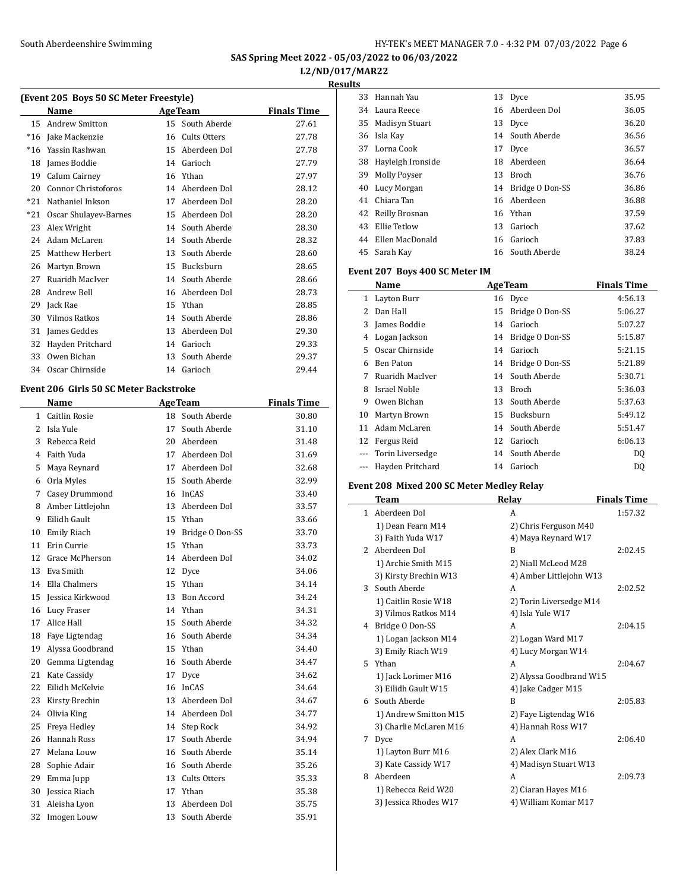SAS Spring Meet 2022 - 05/03/2022 to 06/03/2022

L2/ND/017/MAR22

Results

### (Event 205 Boys 50 SC Meter Freestyle)

| | Name | Age | Team | Finals Time |
|---|---|---|---|---|
| 15 | Andrew Smitton | 15 | South Aberde | 27.61 |
| *16 | Jake Mackenzie | 16 | Cults Otters | 27.78 |
| *16 | Yassin Rashwan | 15 | Aberdeen Dol | 27.78 |
| 18 | James Boddie | 14 | Garioch | 27.79 |
| 19 | Calum Cairney | 16 | Ythan | 27.97 |
| 20 | Connor Christoforos | 14 | Aberdeen Dol | 28.12 |
| *21 | Nathaniel Inkson | 17 | Aberdeen Dol | 28.20 |
| *21 | Oscar Shulayev-Barnes | 15 | Aberdeen Dol | 28.20 |
| 23 | Alex Wright | 14 | South Aberde | 28.30 |
| 24 | Adam McLaren | 14 | South Aberde | 28.32 |
| 25 | Matthew Herbert | 13 | South Aberde | 28.60 |
| 26 | Martyn Brown | 15 | Bucksburn | 28.65 |
| 27 | Ruaridh MacIver | 14 | South Aberde | 28.66 |
| 28 | Andrew Bell | 16 | Aberdeen Dol | 28.73 |
| 29 | Jack Rae | 15 | Ythan | 28.85 |
| 30 | Vilmos Ratkos | 14 | South Aberde | 28.86 |
| 31 | James Geddes | 13 | Aberdeen Dol | 29.30 |
| 32 | Hayden Pritchard | 14 | Garioch | 29.33 |
| 33 | Owen Bichan | 13 | South Aberde | 29.37 |
| 34 | Oscar Chirnside | 14 | Garioch | 29.44 |

### Event 206 Girls 50 SC Meter Backstroke

| | Name | Age | Team | Finals Time |
|---|---|---|---|---|
| 1 | Caitlin Rosie | 18 | South Aberde | 30.80 |
| 2 | Isla Yule | 17 | South Aberde | 31.10 |
| 3 | Rebecca Reid | 20 | Aberdeen | 31.48 |
| 4 | Faith Yuda | 17 | Aberdeen Dol | 31.69 |
| 5 | Maya Reynard | 17 | Aberdeen Dol | 32.68 |
| 6 | Orla Myles | 15 | South Aberde | 32.99 |
| 7 | Casey Drummond | 16 | InCAS | 33.40 |
| 8 | Amber Littlejohn | 13 | Aberdeen Dol | 33.57 |
| 9 | Eilidh Gault | 15 | Ythan | 33.66 |
| 10 | Emily Riach | 19 | Bridge O Don-SS | 33.70 |
| 11 | Erin Currie | 15 | Ythan | 33.73 |
| 12 | Grace McPherson | 14 | Aberdeen Dol | 34.02 |
| 13 | Eva Smith | 12 | Dyce | 34.06 |
| 14 | Ella Chalmers | 15 | Ythan | 34.14 |
| 15 | Jessica Kirkwood | 13 | Bon Accord | 34.24 |
| 16 | Lucy Fraser | 14 | Ythan | 34.31 |
| 17 | Alice Hall | 15 | South Aberde | 34.32 |
| 18 | Faye Ligtendag | 16 | South Aberde | 34.34 |
| 19 | Alyssa Goodbrand | 15 | Ythan | 34.40 |
| 20 | Gemma Ligtendag | 16 | South Aberde | 34.47 |
| 21 | Kate Cassidy | 17 | Dyce | 34.62 |
| 22 | Eilidh McKelvie | 16 | InCAS | 34.64 |
| 23 | Kirsty Brechin | 13 | Aberdeen Dol | 34.67 |
| 24 | Olivia King | 14 | Aberdeen Dol | 34.77 |
| 25 | Freya Hedley | 14 | Step Rock | 34.92 |
| 26 | Hannah Ross | 17 | South Aberde | 34.94 |
| 27 | Melana Louw | 16 | South Aberde | 35.14 |
| 28 | Sophie Adair | 16 | South Aberde | 35.26 |
| 29 | Emma Jupp | 13 | Cults Otters | 35.33 |
| 30 | Jessica Riach | 17 | Ythan | 35.38 |
| 31 | Aleisha Lyon | 13 | Aberdeen Dol | 35.75 |
| 32 | Imogen Louw | 13 | South Aberde | 35.91 |
| 33 | Hannah Yau | 13 | Dyce | 35.95 |
| 34 | Laura Reece | 16 | Aberdeen Dol | 36.05 |
| 35 | Madisyn Stuart | 13 | Dyce | 36.20 |
| 36 | Isla Kay | 14 | South Aberde | 36.56 |
| 37 | Lorna Cook | 17 | Dyce | 36.57 |
| 38 | Hayleigh Ironside | 18 | Aberdeen | 36.64 |
| 39 | Molly Poyser | 13 | Broch | 36.76 |
| 40 | Lucy Morgan | 14 | Bridge O Don-SS | 36.86 |
| 41 | Chiara Tan | 16 | Aberdeen | 36.88 |
| 42 | Reilly Brosnan | 16 | Ythan | 37.59 |
| 43 | Ellie Tetlow | 13 | Garioch | 37.62 |
| 44 | Ellen MacDonald | 16 | Garioch | 37.83 |
| 45 | Sarah Kay | 16 | South Aberde | 38.24 |

### Event 207 Boys 400 SC Meter IM

| | Name | Age | Team | Finals Time |
|---|---|---|---|---|
| 1 | Layton Burr | 16 | Dyce | 4:56.13 |
| 2 | Dan Hall | 15 | Bridge O Don-SS | 5:06.27 |
| 3 | James Boddie | 14 | Garioch | 5:07.27 |
| 4 | Logan Jackson | 14 | Bridge O Don-SS | 5:15.87 |
| 5 | Oscar Chirnside | 14 | Garioch | 5:21.15 |
| 6 | Ben Paton | 14 | Bridge O Don-SS | 5:21.89 |
| 7 | Ruaridh MacIver | 14 | South Aberde | 5:30.71 |
| 8 | Israel Noble | 13 | Broch | 5:36.03 |
| 9 | Owen Bichan | 13 | South Aberde | 5:37.63 |
| 10 | Martyn Brown | 15 | Bucksburn | 5:49.12 |
| 11 | Adam McLaren | 14 | South Aberde | 5:51.47 |
| 12 | Fergus Reid | 12 | Garioch | 6:06.13 |
| --- | Torin Liversedge | 14 | South Aberde | DQ |
| --- | Hayden Pritchard | 14 | Garioch | DQ |

### Event 208 Mixed 200 SC Meter Medley Relay

| | Team | Relay | Finals Time |
|---|---|---|---|
| 1 | Aberdeen Dol | A | 1:57.32 |
| | 1) Dean Fearn M14 | 2) Chris Ferguson M40 | |
| | 3) Faith Yuda W17 | 4) Maya Reynard W17 | |
| 2 | Aberdeen Dol | B | 2:02.45 |
| | 1) Archie Smith M15 | 2) Niall McLeod M28 | |
| | 3) Kirsty Brechin W13 | 4) Amber Littlejohn W13 | |
| 3 | South Aberde | A | 2:02.52 |
| | 1) Caitlin Rosie W18 | 2) Torin Liversedge M14 | |
| | 3) Vilmos Ratkos M14 | 4) Isla Yule W17 | |
| 4 | Bridge O Don-SS | A | 2:04.15 |
| | 1) Logan Jackson M14 | 2) Logan Ward M17 | |
| | 3) Emily Riach W19 | 4) Lucy Morgan W14 | |
| 5 | Ythan | A | 2:04.67 |
| | 1) Jack Lorimer M16 | 2) Alyssa Goodbrand W15 | |
| | 3) Eilidh Gault W15 | 4) Jake Cadger M15 | |
| 6 | South Aberde | B | 2:05.83 |
| | 1) Andrew Smitton M15 | 2) Faye Ligtendag W16 | |
| | 3) Charlie McLaren M16 | 4) Hannah Ross W17 | |
| 7 | Dyce | A | 2:06.40 |
| | 1) Layton Burr M16 | 2) Alex Clark M16 | |
| | 3) Kate Cassidy W17 | 4) Madisyn Stuart W13 | |
| 8 | Aberdeen | A | 2:09.73 |
| | 1) Rebecca Reid W20 | 2) Ciaran Hayes M16 | |
| | 3) Jessica Rhodes W17 | 4) William Komar M17 | |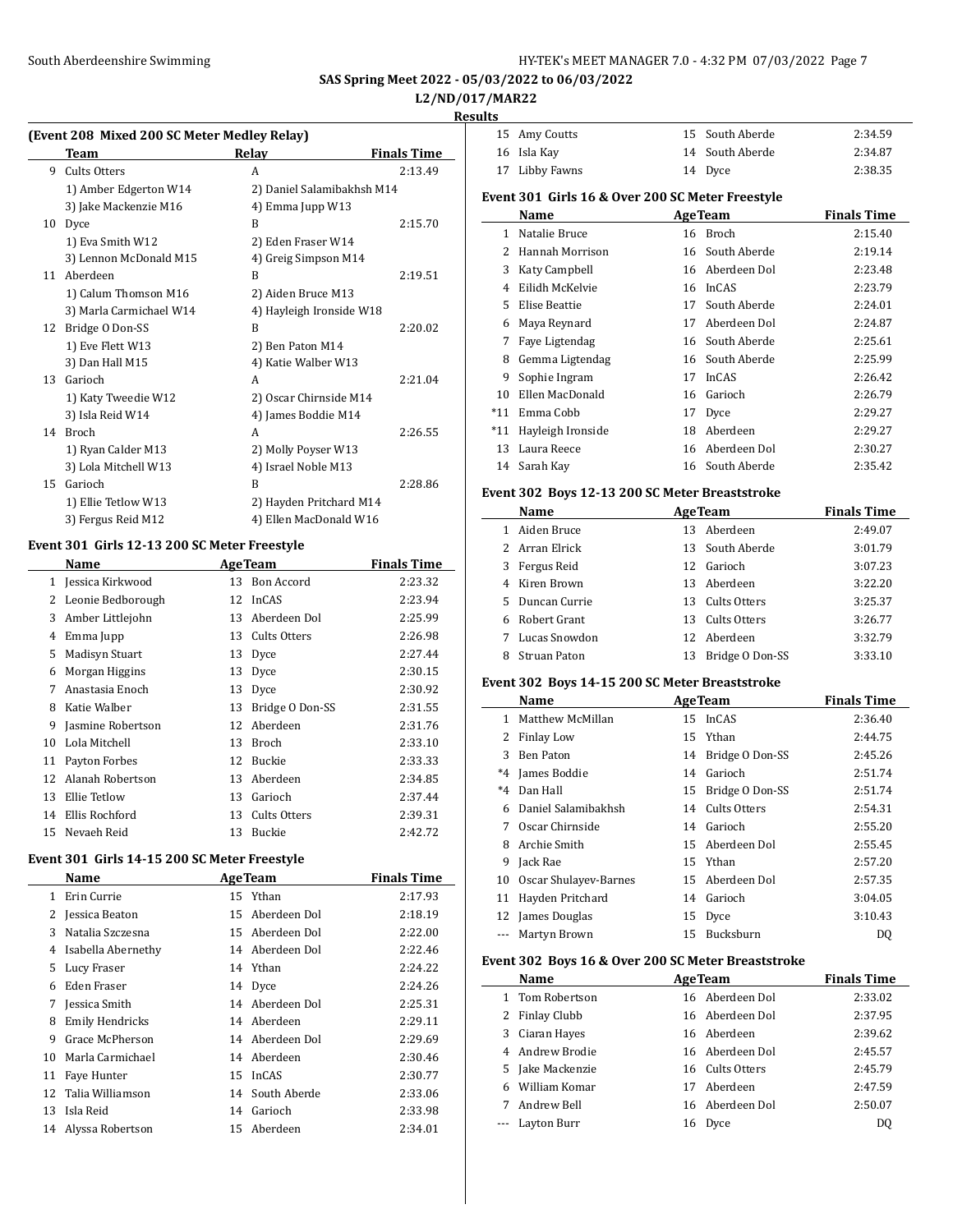SAS Spring Meet 2022 - 05/03/2022 to 06/03/2022

L2/ND/017/MAR22

Results

### (Event 208 Mixed 200 SC Meter Medley Relay)

| | Team | Relay | Finals Time |
|---|---|---|---|
| 9 | Cults Otters | A | 2:13.49 |
| | 1) Amber Edgerton W14 | 2) Daniel Salamibakhsh M14 | |
| | 3) Jake Mackenzie M16 | 4) Emma Jupp W13 | |
| 10 | Dyce | B | 2:15.70 |
| | 1) Eva Smith W12 | 2) Eden Fraser W14 | |
| | 3) Lennon McDonald M15 | 4) Greig Simpson M14 | |
| 11 | Aberdeen | B | 2:19.51 |
| | 1) Calum Thomson M16 | 2) Aiden Bruce M13 | |
| | 3) Marla Carmichael W14 | 4) Hayleigh Ironside W18 | |
| 12 | Bridge O Don-SS | B | 2:20.02 |
| | 1) Eve Flett W13 | 2) Ben Paton M14 | |
| | 3) Dan Hall M15 | 4) Katie Walber W13 | |
| 13 | Garioch | A | 2:21.04 |
| | 1) Katy Tweedie W12 | 2) Oscar Chirnside M14 | |
| | 3) Isla Reid W14 | 4) James Boddie M14 | |
| 14 | Broch | A | 2:26.55 |
| | 1) Ryan Calder M13 | 2) Molly Poyser W13 | |
| | 3) Lola Mitchell W13 | 4) Israel Noble M13 | |
| 15 | Garioch | B | 2:28.86 |
| | 1) Ellie Tetlow W13 | 2) Hayden Pritchard M14 | |
| | 3) Fergus Reid M12 | 4) Ellen MacDonald W16 | |

### Event 301 Girls 12-13 200 SC Meter Freestyle

| | Name | Age | Team | Finals Time |
|---|---|---|---|---|
| 1 | Jessica Kirkwood | 13 | Bon Accord | 2:23.32 |
| 2 | Leonie Bedborough | 12 | InCAS | 2:23.94 |
| 3 | Amber Littlejohn | 13 | Aberdeen Dol | 2:25.99 |
| 4 | Emma Jupp | 13 | Cults Otters | 2:26.98 |
| 5 | Madisyn Stuart | 13 | Dyce | 2:27.44 |
| 6 | Morgan Higgins | 13 | Dyce | 2:30.15 |
| 7 | Anastasia Enoch | 13 | Dyce | 2:30.92 |
| 8 | Katie Walber | 13 | Bridge O Don-SS | 2:31.55 |
| 9 | Jasmine Robertson | 12 | Aberdeen | 2:31.76 |
| 10 | Lola Mitchell | 13 | Broch | 2:33.10 |
| 11 | Payton Forbes | 12 | Buckie | 2:33.33 |
| 12 | Alanah Robertson | 13 | Aberdeen | 2:34.85 |
| 13 | Ellie Tetlow | 13 | Garioch | 2:37.44 |
| 14 | Ellis Rochford | 13 | Cults Otters | 2:39.31 |
| 15 | Nevaeh Reid | 13 | Buckie | 2:42.72 |

### Event 301 Girls 14-15 200 SC Meter Freestyle

| | Name | Age | Team | Finals Time |
|---|---|---|---|---|
| 1 | Erin Currie | 15 | Ythan | 2:17.93 |
| 2 | Jessica Beaton | 15 | Aberdeen Dol | 2:18.19 |
| 3 | Natalia Szczesna | 15 | Aberdeen Dol | 2:22.00 |
| 4 | Isabella Abernethy | 14 | Aberdeen Dol | 2:22.46 |
| 5 | Lucy Fraser | 14 | Ythan | 2:24.22 |
| 6 | Eden Fraser | 14 | Dyce | 2:24.26 |
| 7 | Jessica Smith | 14 | Aberdeen Dol | 2:25.31 |
| 8 | Emily Hendricks | 14 | Aberdeen | 2:29.11 |
| 9 | Grace McPherson | 14 | Aberdeen Dol | 2:29.69 |
| 10 | Marla Carmichael | 14 | Aberdeen | 2:30.46 |
| 11 | Faye Hunter | 15 | InCAS | 2:30.77 |
| 12 | Talia Williamson | 14 | South Aberde | 2:33.06 |
| 13 | Isla Reid | 14 | Garioch | 2:33.98 |
| 14 | Alyssa Robertson | 15 | Aberdeen | 2:34.01 |
| 15 | Amy Coutts | 15 | South Aberde | 2:34.59 |
| 16 | Isla Kay | 14 | South Aberde | 2:34.87 |
| 17 | Libby Fawns | 14 | Dyce | 2:38.35 |

### Event 301 Girls 16 & Over 200 SC Meter Freestyle

| | Name | Age | Team | Finals Time |
|---|---|---|---|---|
| 1 | Natalie Bruce | 16 | Broch | 2:15.40 |
| 2 | Hannah Morrison | 16 | South Aberde | 2:19.14 |
| 3 | Katy Campbell | 16 | Aberdeen Dol | 2:23.48 |
| 4 | Eilidh McKelvie | 16 | InCAS | 2:23.79 |
| 5 | Elise Beattie | 17 | South Aberde | 2:24.01 |
| 6 | Maya Reynard | 17 | Aberdeen Dol | 2:24.87 |
| 7 | Faye Ligtendag | 16 | South Aberde | 2:25.61 |
| 8 | Gemma Ligtendag | 16 | South Aberde | 2:25.99 |
| 9 | Sophie Ingram | 17 | InCAS | 2:26.42 |
| 10 | Ellen MacDonald | 16 | Garioch | 2:26.79 |
| *11 | Emma Cobb | 17 | Dyce | 2:29.27 |
| *11 | Hayleigh Ironside | 18 | Aberdeen | 2:29.27 |
| 13 | Laura Reece | 16 | Aberdeen Dol | 2:30.27 |
| 14 | Sarah Kay | 16 | South Aberde | 2:35.42 |

### Event 302 Boys 12-13 200 SC Meter Breaststroke

| | Name | Age | Team | Finals Time |
|---|---|---|---|---|
| 1 | Aiden Bruce | 13 | Aberdeen | 2:49.07 |
| 2 | Arran Elrick | 13 | South Aberde | 3:01.79 |
| 3 | Fergus Reid | 12 | Garioch | 3:07.23 |
| 4 | Kiren Brown | 13 | Aberdeen | 3:22.20 |
| 5 | Duncan Currie | 13 | Cults Otters | 3:25.37 |
| 6 | Robert Grant | 13 | Cults Otters | 3:26.77 |
| 7 | Lucas Snowdon | 12 | Aberdeen | 3:32.79 |
| 8 | Struan Paton | 13 | Bridge O Don-SS | 3:33.10 |

### Event 302 Boys 14-15 200 SC Meter Breaststroke

| | Name | Age | Team | Finals Time |
|---|---|---|---|---|
| 1 | Matthew McMillan | 15 | InCAS | 2:36.40 |
| 2 | Finlay Low | 15 | Ythan | 2:44.75 |
| 3 | Ben Paton | 14 | Bridge O Don-SS | 2:45.26 |
| *4 | James Boddie | 14 | Garioch | 2:51.74 |
| *4 | Dan Hall | 15 | Bridge O Don-SS | 2:51.74 |
| 6 | Daniel Salamibakhsh | 14 | Cults Otters | 2:54.31 |
| 7 | Oscar Chirnside | 14 | Garioch | 2:55.20 |
| 8 | Archie Smith | 15 | Aberdeen Dol | 2:55.45 |
| 9 | Jack Rae | 15 | Ythan | 2:57.20 |
| 10 | Oscar Shulayev-Barnes | 15 | Aberdeen Dol | 2:57.35 |
| 11 | Hayden Pritchard | 14 | Garioch | 3:04.05 |
| 12 | James Douglas | 15 | Dyce | 3:10.43 |
| --- | Martyn Brown | 15 | Bucksburn | DQ |

### Event 302 Boys 16 & Over 200 SC Meter Breaststroke

| | Name | Age | Team | Finals Time |
|---|---|---|---|---|
| 1 | Tom Robertson | 16 | Aberdeen Dol | 2:33.02 |
| 2 | Finlay Clubb | 16 | Aberdeen Dol | 2:37.95 |
| 3 | Ciaran Hayes | 16 | Aberdeen | 2:39.62 |
| 4 | Andrew Brodie | 16 | Aberdeen Dol | 2:45.57 |
| 5 | Jake Mackenzie | 16 | Cults Otters | 2:45.79 |
| 6 | William Komar | 17 | Aberdeen | 2:47.59 |
| 7 | Andrew Bell | 16 | Aberdeen Dol | 2:50.07 |
| --- | Layton Burr | 16 | Dyce | DQ |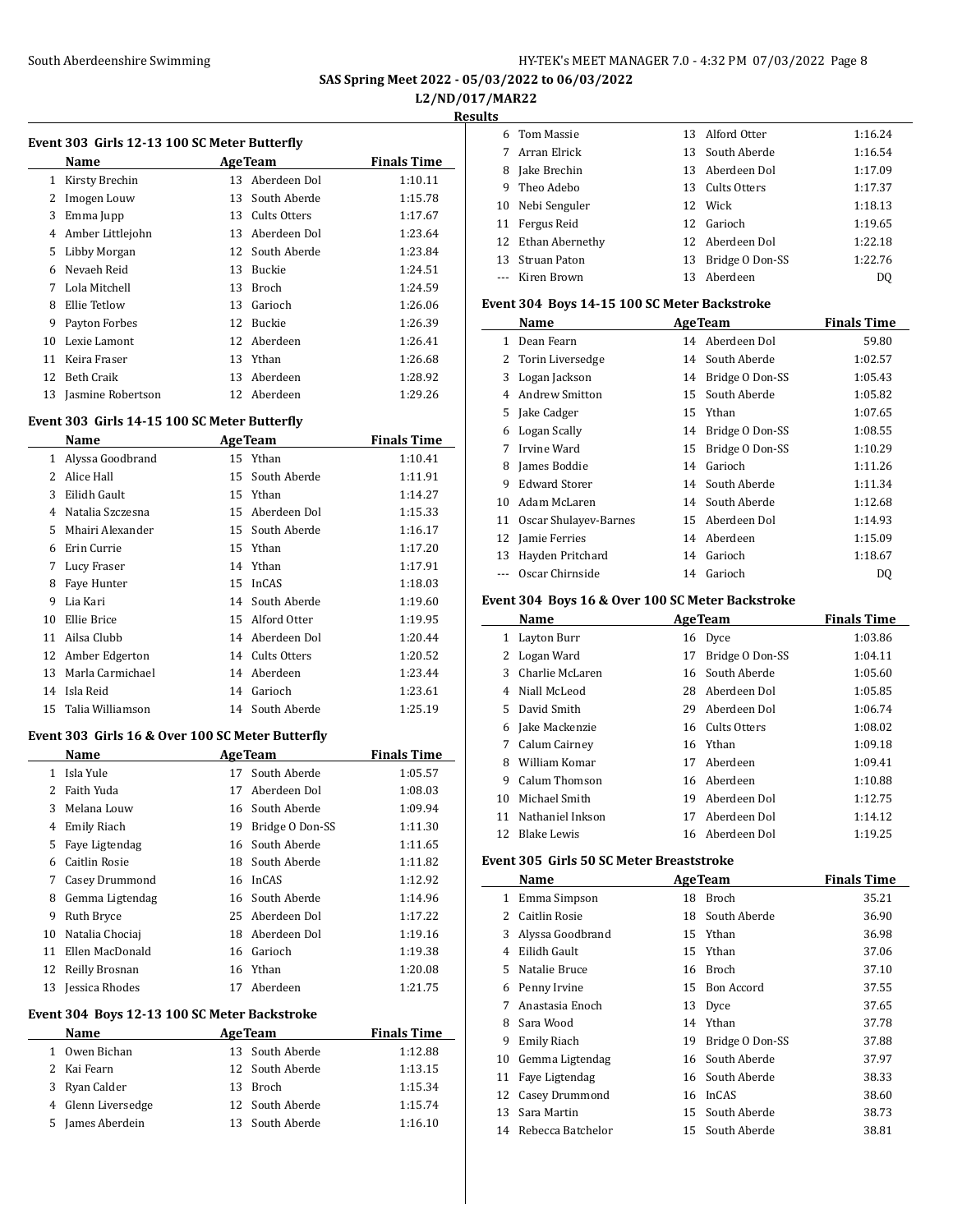SAS Spring Meet 2022 - 05/03/2022 to 06/03/2022

L2/ND/017/MAR22

**Results**

### Event 303 Girls 12-13 100 SC Meter Butterfly

| | Name | Age | Team | Finals Time |
|---|---|---|---|---|
| 1 | Kirsty Brechin | 13 | Aberdeen Dol | 1:10.11 |
| 2 | Imogen Louw | 13 | South Aberde | 1:15.78 |
| 3 | Emma Jupp | 13 | Cults Otters | 1:17.67 |
| 4 | Amber Littlejohn | 13 | Aberdeen Dol | 1:23.64 |
| 5 | Libby Morgan | 12 | South Aberde | 1:23.84 |
| 6 | Nevaeh Reid | 13 | Buckie | 1:24.51 |
| 7 | Lola Mitchell | 13 | Broch | 1:24.59 |
| 8 | Ellie Tetlow | 13 | Garioch | 1:26.06 |
| 9 | Payton Forbes | 12 | Buckie | 1:26.39 |
| 10 | Lexie Lamont | 12 | Aberdeen | 1:26.41 |
| 11 | Keira Fraser | 13 | Ythan | 1:26.68 |
| 12 | Beth Craik | 13 | Aberdeen | 1:28.92 |
| 13 | Jasmine Robertson | 12 | Aberdeen | 1:29.26 |

### Event 303 Girls 14-15 100 SC Meter Butterfly

| | Name | Age | Team | Finals Time |
|---|---|---|---|---|
| 1 | Alyssa Goodbrand | 15 | Ythan | 1:10.41 |
| 2 | Alice Hall | 15 | South Aberde | 1:11.91 |
| 3 | Eilidh Gault | 15 | Ythan | 1:14.27 |
| 4 | Natalia Szczesna | 15 | Aberdeen Dol | 1:15.33 |
| 5 | Mhairi Alexander | 15 | South Aberde | 1:16.17 |
| 6 | Erin Currie | 15 | Ythan | 1:17.20 |
| 7 | Lucy Fraser | 14 | Ythan | 1:17.91 |
| 8 | Faye Hunter | 15 | InCAS | 1:18.03 |
| 9 | Lia Kari | 14 | South Aberde | 1:19.60 |
| 10 | Ellie Brice | 15 | Alford Otter | 1:19.95 |
| 11 | Ailsa Clubb | 14 | Aberdeen Dol | 1:20.44 |
| 12 | Amber Edgerton | 14 | Cults Otters | 1:20.52 |
| 13 | Marla Carmichael | 14 | Aberdeen | 1:23.44 |
| 14 | Isla Reid | 14 | Garioch | 1:23.61 |
| 15 | Talia Williamson | 14 | South Aberde | 1:25.19 |

### Event 303 Girls 16 & Over 100 SC Meter Butterfly

| | Name | Age | Team | Finals Time |
|---|---|---|---|---|
| 1 | Isla Yule | 17 | South Aberde | 1:05.57 |
| 2 | Faith Yuda | 17 | Aberdeen Dol | 1:08.03 |
| 3 | Melana Louw | 16 | South Aberde | 1:09.94 |
| 4 | Emily Riach | 19 | Bridge O Don-SS | 1:11.30 |
| 5 | Faye Ligtendag | 16 | South Aberde | 1:11.65 |
| 6 | Caitlin Rosie | 18 | South Aberde | 1:11.82 |
| 7 | Casey Drummond | 16 | InCAS | 1:12.92 |
| 8 | Gemma Ligtendag | 16 | South Aberde | 1:14.96 |
| 9 | Ruth Bryce | 25 | Aberdeen Dol | 1:17.22 |
| 10 | Natalia Chociaj | 18 | Aberdeen Dol | 1:19.16 |
| 11 | Ellen MacDonald | 16 | Garioch | 1:19.38 |
| 12 | Reilly Brosnan | 16 | Ythan | 1:20.08 |
| 13 | Jessica Rhodes | 17 | Aberdeen | 1:21.75 |

### Event 304 Boys 12-13 100 SC Meter Backstroke

| | Name | Age | Team | Finals Time |
|---|---|---|---|---|
| 1 | Owen Bichan | 13 | South Aberde | 1:12.88 |
| 2 | Kai Fearn | 12 | South Aberde | 1:13.15 |
| 3 | Ryan Calder | 13 | Broch | 1:15.34 |
| 4 | Glenn Liversedge | 12 | South Aberde | 1:15.74 |
| 5 | James Aberdein | 13 | South Aberde | 1:16.10 |
| 6 | Tom Massie | 13 | Alford Otter | 1:16.24 |
| 7 | Arran Elrick | 13 | South Aberde | 1:16.54 |
| 8 | Jake Brechin | 13 | Aberdeen Dol | 1:17.09 |
| 9 | Theo Adebo | 13 | Cults Otters | 1:17.37 |
| 10 | Nebi Senguler | 12 | Wick | 1:18.13 |
| 11 | Fergus Reid | 12 | Garioch | 1:19.65 |
| 12 | Ethan Abernethy | 12 | Aberdeen Dol | 1:22.18 |
| 13 | Struan Paton | 13 | Bridge O Don-SS | 1:22.76 |
| --- | Kiren Brown | 13 | Aberdeen | DQ |

### Event 304 Boys 14-15 100 SC Meter Backstroke

| | Name | Age | Team | Finals Time |
|---|---|---|---|---|
| 1 | Dean Fearn | 14 | Aberdeen Dol | 59.80 |
| 2 | Torin Liversedge | 14 | South Aberde | 1:02.57 |
| 3 | Logan Jackson | 14 | Bridge O Don-SS | 1:05.43 |
| 4 | Andrew Smitton | 15 | South Aberde | 1:05.82 |
| 5 | Jake Cadger | 15 | Ythan | 1:07.65 |
| 6 | Logan Scally | 14 | Bridge O Don-SS | 1:08.55 |
| 7 | Irvine Ward | 15 | Bridge O Don-SS | 1:10.29 |
| 8 | James Boddie | 14 | Garioch | 1:11.26 |
| 9 | Edward Storer | 14 | South Aberde | 1:11.34 |
| 10 | Adam McLaren | 14 | South Aberde | 1:12.68 |
| 11 | Oscar Shulayev-Barnes | 15 | Aberdeen Dol | 1:14.93 |
| 12 | Jamie Ferries | 14 | Aberdeen | 1:15.09 |
| 13 | Hayden Pritchard | 14 | Garioch | 1:18.67 |
| --- | Oscar Chirnside | 14 | Garioch | DQ |

### Event 304 Boys 16 & Over 100 SC Meter Backstroke

| | Name | Age | Team | Finals Time |
|---|---|---|---|---|
| 1 | Layton Burr | 16 | Dyce | 1:03.86 |
| 2 | Logan Ward | 17 | Bridge O Don-SS | 1:04.11 |
| 3 | Charlie McLaren | 16 | South Aberde | 1:05.60 |
| 4 | Niall McLeod | 28 | Aberdeen Dol | 1:05.85 |
| 5 | David Smith | 29 | Aberdeen Dol | 1:06.74 |
| 6 | Jake Mackenzie | 16 | Cults Otters | 1:08.02 |
| 7 | Calum Cairney | 16 | Ythan | 1:09.18 |
| 8 | William Komar | 17 | Aberdeen | 1:09.41 |
| 9 | Calum Thomson | 16 | Aberdeen | 1:10.88 |
| 10 | Michael Smith | 19 | Aberdeen Dol | 1:12.75 |
| 11 | Nathaniel Inkson | 17 | Aberdeen Dol | 1:14.12 |
| 12 | Blake Lewis | 16 | Aberdeen Dol | 1:19.25 |

### Event 305 Girls 50 SC Meter Breaststroke

| | Name | Age | Team | Finals Time |
|---|---|---|---|---|
| 1 | Emma Simpson | 18 | Broch | 35.21 |
| 2 | Caitlin Rosie | 18 | South Aberde | 36.90 |
| 3 | Alyssa Goodbrand | 15 | Ythan | 36.98 |
| 4 | Eilidh Gault | 15 | Ythan | 37.06 |
| 5 | Natalie Bruce | 16 | Broch | 37.10 |
| 6 | Penny Irvine | 15 | Bon Accord | 37.55 |
| 7 | Anastasia Enoch | 13 | Dyce | 37.65 |
| 8 | Sara Wood | 14 | Ythan | 37.78 |
| 9 | Emily Riach | 19 | Bridge O Don-SS | 37.88 |
| 10 | Gemma Ligtendag | 16 | South Aberde | 37.97 |
| 11 | Faye Ligtendag | 16 | South Aberde | 38.33 |
| 12 | Casey Drummond | 16 | InCAS | 38.60 |
| 13 | Sara Martin | 15 | South Aberde | 38.73 |
| 14 | Rebecca Batchelor | 15 | South Aberde | 38.81 |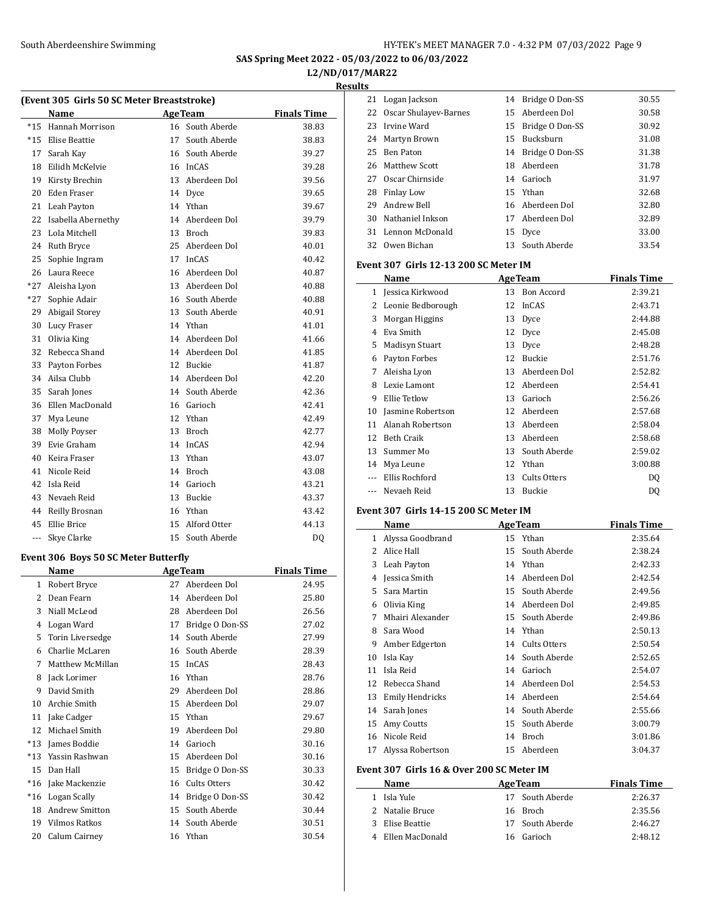SAS Spring Meet 2022 - 05/03/2022 to 06/03/2022

L2/ND/017/MAR22

Results

### (Event 305 Girls 50 SC Meter Breaststroke)

| | Name | Age | Team | Finals Time |
|---|---|---|---|---|
| *15 | Hannah Morrison | 16 | South Aberde | 38.83 |
| *15 | Elise Beattie | 17 | South Aberde | 38.83 |
| 17 | Sarah Kay | 16 | South Aberde | 39.27 |
| 18 | Eilidh McKelvie | 16 | InCAS | 39.28 |
| 19 | Kirsty Brechin | 13 | Aberdeen Dol | 39.56 |
| 20 | Eden Fraser | 14 | Dyce | 39.65 |
| 21 | Leah Payton | 14 | Ythan | 39.67 |
| 22 | Isabella Abernethy | 14 | Aberdeen Dol | 39.79 |
| 23 | Lola Mitchell | 13 | Broch | 39.83 |
| 24 | Ruth Bryce | 25 | Aberdeen Dol | 40.01 |
| 25 | Sophie Ingram | 17 | InCAS | 40.42 |
| 26 | Laura Reece | 16 | Aberdeen Dol | 40.87 |
| *27 | Aleisha Lyon | 13 | Aberdeen Dol | 40.88 |
| *27 | Sophie Adair | 16 | South Aberde | 40.88 |
| 29 | Abigail Storey | 13 | South Aberde | 40.91 |
| 30 | Lucy Fraser | 14 | Ythan | 41.01 |
| 31 | Olivia King | 14 | Aberdeen Dol | 41.66 |
| 32 | Rebecca Shand | 14 | Aberdeen Dol | 41.85 |
| 33 | Payton Forbes | 12 | Buckie | 41.87 |
| 34 | Ailsa Clubb | 14 | Aberdeen Dol | 42.20 |
| 35 | Sarah Jones | 14 | South Aberde | 42.36 |
| 36 | Ellen MacDonald | 16 | Garioch | 42.41 |
| 37 | Mya Leune | 12 | Ythan | 42.49 |
| 38 | Molly Poyser | 13 | Broch | 42.77 |
| 39 | Evie Graham | 14 | InCAS | 42.94 |
| 40 | Keira Fraser | 13 | Ythan | 43.07 |
| 41 | Nicole Reid | 14 | Broch | 43.08 |
| 42 | Isla Reid | 14 | Garioch | 43.21 |
| 43 | Nevaeh Reid | 13 | Buckie | 43.37 |
| 44 | Reilly Brosnan | 16 | Ythan | 43.42 |
| 45 | Ellie Brice | 15 | Alford Otter | 44.13 |
| --- | Skye Clarke | 15 | South Aberde | DQ |

### Event 306 Boys 50 SC Meter Butterfly

| | Name | Age | Team | Finals Time |
|---|---|---|---|---|
| 1 | Robert Bryce | 27 | Aberdeen Dol | 24.95 |
| 2 | Dean Fearn | 14 | Aberdeen Dol | 25.80 |
| 3 | Niall McLeod | 28 | Aberdeen Dol | 26.56 |
| 4 | Logan Ward | 17 | Bridge O Don-SS | 27.02 |
| 5 | Torin Liversedge | 14 | South Aberde | 27.99 |
| 6 | Charlie McLaren | 16 | South Aberde | 28.39 |
| 7 | Matthew McMillan | 15 | InCAS | 28.43 |
| 8 | Jack Lorimer | 16 | Ythan | 28.76 |
| 9 | David Smith | 29 | Aberdeen Dol | 28.86 |
| 10 | Archie Smith | 15 | Aberdeen Dol | 29.07 |
| 11 | Jake Cadger | 15 | Ythan | 29.67 |
| 12 | Michael Smith | 19 | Aberdeen Dol | 29.80 |
| *13 | James Boddie | 14 | Garioch | 30.16 |
| *13 | Yassin Rashwan | 15 | Aberdeen Dol | 30.16 |
| 15 | Dan Hall | 15 | Bridge O Don-SS | 30.33 |
| *16 | Jake Mackenzie | 16 | Cults Otters | 30.42 |
| *16 | Logan Scally | 14 | Bridge O Don-SS | 30.42 |
| 18 | Andrew Smitton | 15 | South Aberde | 30.44 |
| 19 | Vilmos Ratkos | 14 | South Aberde | 30.51 |
| 20 | Calum Cairney | 16 | Ythan | 30.54 |
| 21 | Logan Jackson | 14 | Bridge O Don-SS | 30.55 |
| 22 | Oscar Shulayev-Barnes | 15 | Aberdeen Dol | 30.58 |
| 23 | Irvine Ward | 15 | Bridge O Don-SS | 30.92 |
| 24 | Martyn Brown | 15 | Bucksburn | 31.08 |
| 25 | Ben Paton | 14 | Bridge O Don-SS | 31.38 |
| 26 | Matthew Scott | 18 | Aberdeen | 31.78 |
| 27 | Oscar Chirnside | 14 | Garioch | 31.97 |
| 28 | Finlay Low | 15 | Ythan | 32.68 |
| 29 | Andrew Bell | 16 | Aberdeen Dol | 32.80 |
| 30 | Nathaniel Inkson | 17 | Aberdeen Dol | 32.89 |
| 31 | Lennon McDonald | 15 | Dyce | 33.00 |
| 32 | Owen Bichan | 13 | South Aberde | 33.54 |

### Event 307 Girls 12-13 200 SC Meter IM

| | Name | Age | Team | Finals Time |
|---|---|---|---|---|
| 1 | Jessica Kirkwood | 13 | Bon Accord | 2:39.21 |
| 2 | Leonie Bedborough | 12 | InCAS | 2:43.71 |
| 3 | Morgan Higgins | 13 | Dyce | 2:44.88 |
| 4 | Eva Smith | 12 | Dyce | 2:45.08 |
| 5 | Madisyn Stuart | 13 | Dyce | 2:48.28 |
| 6 | Payton Forbes | 12 | Buckie | 2:51.76 |
| 7 | Aleisha Lyon | 13 | Aberdeen Dol | 2:52.82 |
| 8 | Lexie Lamont | 12 | Aberdeen | 2:54.41 |
| 9 | Ellie Tetlow | 13 | Garioch | 2:56.26 |
| 10 | Jasmine Robertson | 12 | Aberdeen | 2:57.68 |
| 11 | Alanah Robertson | 13 | Aberdeen | 2:58.04 |
| 12 | Beth Craik | 13 | Aberdeen | 2:58.68 |
| 13 | Summer Mo | 13 | South Aberde | 2:59.02 |
| 14 | Mya Leune | 12 | Ythan | 3:00.88 |
| --- | Ellis Rochford | 13 | Cults Otters | DQ |
| --- | Nevaeh Reid | 13 | Buckie | DQ |

### Event 307 Girls 14-15 200 SC Meter IM

| | Name | Age | Team | Finals Time |
|---|---|---|---|---|
| 1 | Alyssa Goodbrand | 15 | Ythan | 2:35.64 |
| 2 | Alice Hall | 15 | South Aberde | 2:38.24 |
| 3 | Leah Payton | 14 | Ythan | 2:42.33 |
| 4 | Jessica Smith | 14 | Aberdeen Dol | 2:42.54 |
| 5 | Sara Martin | 15 | South Aberde | 2:49.56 |
| 6 | Olivia King | 14 | Aberdeen Dol | 2:49.85 |
| 7 | Mhairi Alexander | 15 | South Aberde | 2:49.86 |
| 8 | Sara Wood | 14 | Ythan | 2:50.13 |
| 9 | Amber Edgerton | 14 | Cults Otters | 2:50.54 |
| 10 | Isla Kay | 14 | South Aberde | 2:52.65 |
| 11 | Isla Reid | 14 | Garioch | 2:54.07 |
| 12 | Rebecca Shand | 14 | Aberdeen Dol | 2:54.53 |
| 13 | Emily Hendricks | 14 | Aberdeen | 2:54.64 |
| 14 | Sarah Jones | 14 | South Aberde | 2:55.66 |
| 15 | Amy Coutts | 15 | South Aberde | 3:00.79 |
| 16 | Nicole Reid | 14 | Broch | 3:01.86 |
| 17 | Alyssa Robertson | 15 | Aberdeen | 3:04.37 |

### Event 307 Girls 16 & Over 200 SC Meter IM

| | Name | Age | Team | Finals Time |
|---|---|---|---|---|
| 1 | Isla Yule | 17 | South Aberde | 2:26.37 |
| 2 | Natalie Bruce | 16 | Broch | 2:35.56 |
| 3 | Elise Beattie | 17 | South Aberde | 2:46.27 |
| 4 | Ellen MacDonald | 16 | Garioch | 2:48.12 |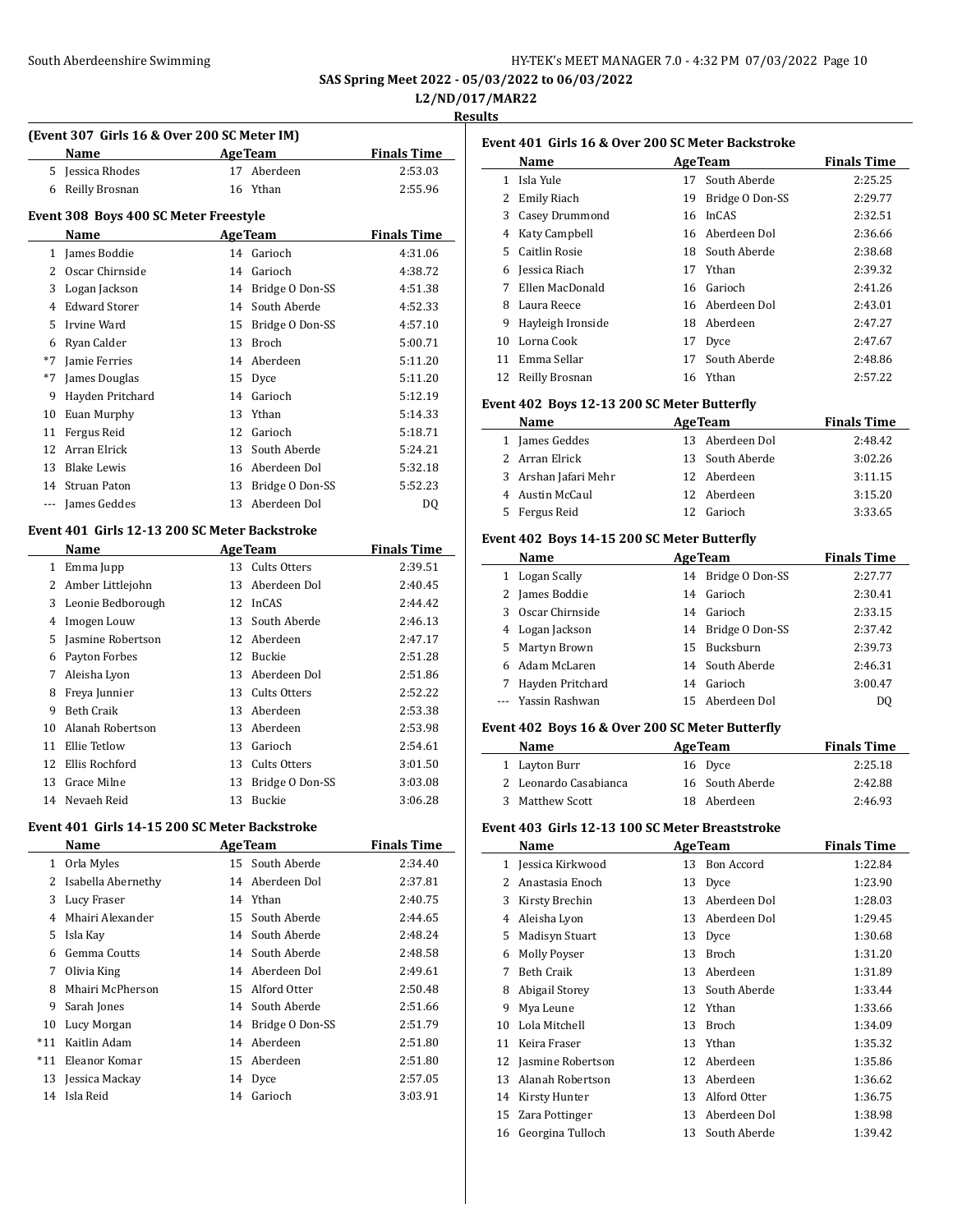SAS Spring Meet 2022 - 05/03/2022 to 06/03/2022

L2/ND/017/MAR22

Results

### (Event 307 Girls 16 & Over 200 SC Meter IM)

| | Name | Age | Team | Finals Time |
|---|---|---|---|---|
| 5 | Jessica Rhodes | 17 | Aberdeen | 2:53.03 |
| 6 | Reilly Brosnan | 16 | Ythan | 2:55.96 |

### Event 308 Boys 400 SC Meter Freestyle

| | Name | Age | Team | Finals Time |
|---|---|---|---|---|
| 1 | James Boddie | 14 | Garioch | 4:31.06 |
| 2 | Oscar Chirnside | 14 | Garioch | 4:38.72 |
| 3 | Logan Jackson | 14 | Bridge O Don-SS | 4:51.38 |
| 4 | Edward Storer | 14 | South Aberde | 4:52.33 |
| 5 | Irvine Ward | 15 | Bridge O Don-SS | 4:57.10 |
| 6 | Ryan Calder | 13 | Broch | 5:00.71 |
| *7 | Jamie Ferries | 14 | Aberdeen | 5:11.20 |
| *7 | James Douglas | 15 | Dyce | 5:11.20 |
| 9 | Hayden Pritchard | 14 | Garioch | 5:12.19 |
| 10 | Euan Murphy | 13 | Ythan | 5:14.33 |
| 11 | Fergus Reid | 12 | Garioch | 5:18.71 |
| 12 | Arran Elrick | 13 | South Aberde | 5:24.21 |
| 13 | Blake Lewis | 16 | Aberdeen Dol | 5:32.18 |
| 14 | Struan Paton | 13 | Bridge O Don-SS | 5:52.23 |
| --- | James Geddes | 13 | Aberdeen Dol | DQ |

### Event 401 Girls 12-13 200 SC Meter Backstroke

| | Name | Age | Team | Finals Time |
|---|---|---|---|---|
| 1 | Emma Jupp | 13 | Cults Otters | 2:39.51 |
| 2 | Amber Littlejohn | 13 | Aberdeen Dol | 2:40.45 |
| 3 | Leonie Bedborough | 12 | InCAS | 2:44.42 |
| 4 | Imogen Louw | 13 | South Aberde | 2:46.13 |
| 5 | Jasmine Robertson | 12 | Aberdeen | 2:47.17 |
| 6 | Payton Forbes | 12 | Buckie | 2:51.28 |
| 7 | Aleisha Lyon | 13 | Aberdeen Dol | 2:51.86 |
| 8 | Freya Junnier | 13 | Cults Otters | 2:52.22 |
| 9 | Beth Craik | 13 | Aberdeen | 2:53.38 |
| 10 | Alanah Robertson | 13 | Aberdeen | 2:53.98 |
| 11 | Ellie Tetlow | 13 | Garioch | 2:54.61 |
| 12 | Ellis Rochford | 13 | Cults Otters | 3:01.50 |
| 13 | Grace Milne | 13 | Bridge O Don-SS | 3:03.08 |
| 14 | Nevaeh Reid | 13 | Buckie | 3:06.28 |

### Event 401 Girls 14-15 200 SC Meter Backstroke

| | Name | Age | Team | Finals Time |
|---|---|---|---|---|
| 1 | Orla Myles | 15 | South Aberde | 2:34.40 |
| 2 | Isabella Abernethy | 14 | Aberdeen Dol | 2:37.81 |
| 3 | Lucy Fraser | 14 | Ythan | 2:40.75 |
| 4 | Mhairi Alexander | 15 | South Aberde | 2:44.65 |
| 5 | Isla Kay | 14 | South Aberde | 2:48.24 |
| 6 | Gemma Coutts | 14 | South Aberde | 2:48.58 |
| 7 | Olivia King | 14 | Aberdeen Dol | 2:49.61 |
| 8 | Mhairi McPherson | 15 | Alford Otter | 2:50.48 |
| 9 | Sarah Jones | 14 | South Aberde | 2:51.66 |
| 10 | Lucy Morgan | 14 | Bridge O Don-SS | 2:51.79 |
| *11 | Kaitlin Adam | 14 | Aberdeen | 2:51.80 |
| *11 | Eleanor Komar | 15 | Aberdeen | 2:51.80 |
| 13 | Jessica Mackay | 14 | Dyce | 2:57.05 |
| 14 | Isla Reid | 14 | Garioch | 3:03.91 |

### Event 401 Girls 16 & Over 200 SC Meter Backstroke

| | Name | Age | Team | Finals Time |
|---|---|---|---|---|
| 1 | Isla Yule | 17 | South Aberde | 2:25.25 |
| 2 | Emily Riach | 19 | Bridge O Don-SS | 2:29.77 |
| 3 | Casey Drummond | 16 | InCAS | 2:32.51 |
| 4 | Katy Campbell | 16 | Aberdeen Dol | 2:36.66 |
| 5 | Caitlin Rosie | 18 | South Aberde | 2:38.68 |
| 6 | Jessica Riach | 17 | Ythan | 2:39.32 |
| 7 | Ellen MacDonald | 16 | Garioch | 2:41.26 |
| 8 | Laura Reece | 16 | Aberdeen Dol | 2:43.01 |
| 9 | Hayleigh Ironside | 18 | Aberdeen | 2:47.27 |
| 10 | Lorna Cook | 17 | Dyce | 2:47.67 |
| 11 | Emma Sellar | 17 | South Aberde | 2:48.86 |
| 12 | Reilly Brosnan | 16 | Ythan | 2:57.22 |

### Event 402 Boys 12-13 200 SC Meter Butterfly

| | Name | Age | Team | Finals Time |
|---|---|---|---|---|
| 1 | James Geddes | 13 | Aberdeen Dol | 2:48.42 |
| 2 | Arran Elrick | 13 | South Aberde | 3:02.26 |
| 3 | Arshan Jafari Mehr | 12 | Aberdeen | 3:11.15 |
| 4 | Austin McCaul | 12 | Aberdeen | 3:15.20 |
| 5 | Fergus Reid | 12 | Garioch | 3:33.65 |

### Event 402 Boys 14-15 200 SC Meter Butterfly

| | Name | Age | Team | Finals Time |
|---|---|---|---|---|
| 1 | Logan Scally | 14 | Bridge O Don-SS | 2:27.77 |
| 2 | James Boddie | 14 | Garioch | 2:30.41 |
| 3 | Oscar Chirnside | 14 | Garioch | 2:33.15 |
| 4 | Logan Jackson | 14 | Bridge O Don-SS | 2:37.42 |
| 5 | Martyn Brown | 15 | Bucksburn | 2:39.73 |
| 6 | Adam McLaren | 14 | South Aberde | 2:46.31 |
| 7 | Hayden Pritchard | 14 | Garioch | 3:00.47 |
| --- | Yassin Rashwan | 15 | Aberdeen Dol | DQ |

### Event 402 Boys 16 & Over 200 SC Meter Butterfly

| | Name | Age | Team | Finals Time |
|---|---|---|---|---|
| 1 | Layton Burr | 16 | Dyce | 2:25.18 |
| 2 | Leonardo Casabianca | 16 | South Aberde | 2:42.88 |
| 3 | Matthew Scott | 18 | Aberdeen | 2:46.93 |

### Event 403 Girls 12-13 100 SC Meter Breaststroke

| | Name | Age | Team | Finals Time |
|---|---|---|---|---|
| 1 | Jessica Kirkwood | 13 | Bon Accord | 1:22.84 |
| 2 | Anastasia Enoch | 13 | Dyce | 1:23.90 |
| 3 | Kirsty Brechin | 13 | Aberdeen Dol | 1:28.03 |
| 4 | Aleisha Lyon | 13 | Aberdeen Dol | 1:29.45 |
| 5 | Madisyn Stuart | 13 | Dyce | 1:30.68 |
| 6 | Molly Poyser | 13 | Broch | 1:31.20 |
| 7 | Beth Craik | 13 | Aberdeen | 1:31.89 |
| 8 | Abigail Storey | 13 | South Aberde | 1:33.44 |
| 9 | Mya Leune | 12 | Ythan | 1:33.66 |
| 10 | Lola Mitchell | 13 | Broch | 1:34.09 |
| 11 | Keira Fraser | 13 | Ythan | 1:35.32 |
| 12 | Jasmine Robertson | 12 | Aberdeen | 1:35.86 |
| 13 | Alanah Robertson | 13 | Aberdeen | 1:36.62 |
| 14 | Kirsty Hunter | 13 | Alford Otter | 1:36.75 |
| 15 | Zara Pottinger | 13 | Aberdeen Dol | 1:38.98 |
| 16 | Georgina Tulloch | 13 | South Aberde | 1:39.42 |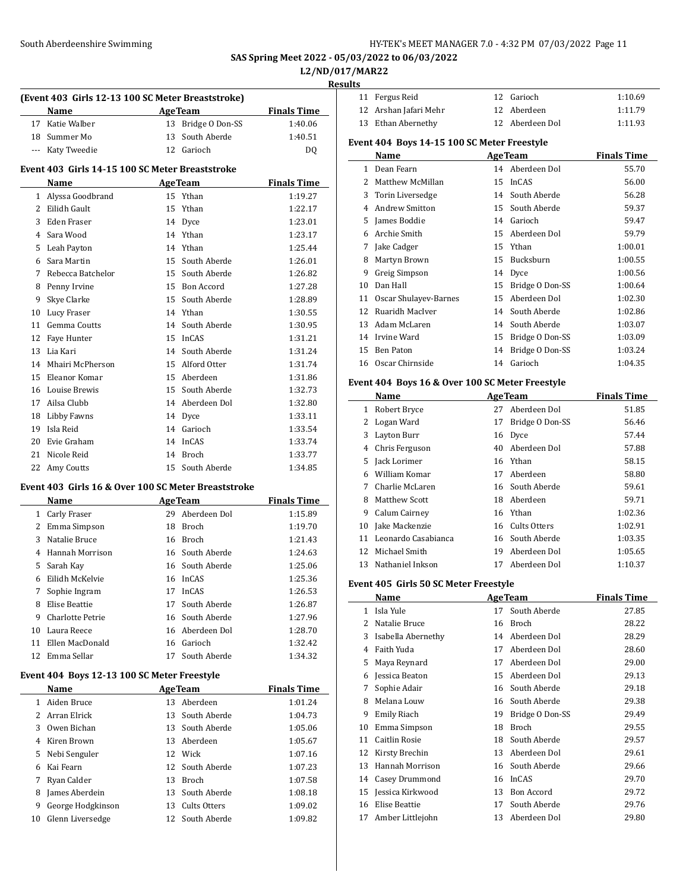**SAS Spring Meet 2022 - 05/03/2022 to 06/03/2022**

**L2/ND/017/MAR22**

**Results**

### (Event 403 Girls 12-13 100 SC Meter Breaststroke)

| | Name | Age | Team | Finals Time |
|---|---|---|---|---|
| 17 | Katie Walber | 13 | Bridge O Don-SS | 1:40.06 |
| 18 | Summer Mo | 13 | South Aberde | 1:40.51 |
| --- | Katy Tweedie | 12 | Garioch | DQ |

### Event 403 Girls 14-15 100 SC Meter Breaststroke

| | Name | Age | Team | Finals Time |
|---|---|---|---|---|
| 1 | Alyssa Goodbrand | 15 | Ythan | 1:19.27 |
| 2 | Eilidh Gault | 15 | Ythan | 1:22.17 |
| 3 | Eden Fraser | 14 | Dyce | 1:23.01 |
| 4 | Sara Wood | 14 | Ythan | 1:23.17 |
| 5 | Leah Payton | 14 | Ythan | 1:25.44 |
| 6 | Sara Martin | 15 | South Aberde | 1:26.01 |
| 7 | Rebecca Batchelor | 15 | South Aberde | 1:26.82 |
| 8 | Penny Irvine | 15 | Bon Accord | 1:27.28 |
| 9 | Skye Clarke | 15 | South Aberde | 1:28.89 |
| 10 | Lucy Fraser | 14 | Ythan | 1:30.55 |
| 11 | Gemma Coutts | 14 | South Aberde | 1:30.95 |
| 12 | Faye Hunter | 15 | InCAS | 1:31.21 |
| 13 | Lia Kari | 14 | South Aberde | 1:31.24 |
| 14 | Mhairi McPherson | 15 | Alford Otter | 1:31.74 |
| 15 | Eleanor Komar | 15 | Aberdeen | 1:31.86 |
| 16 | Louise Brewis | 15 | South Aberde | 1:32.73 |
| 17 | Ailsa Clubb | 14 | Aberdeen Dol | 1:32.80 |
| 18 | Libby Fawns | 14 | Dyce | 1:33.11 |
| 19 | Isla Reid | 14 | Garioch | 1:33.54 |
| 20 | Evie Graham | 14 | InCAS | 1:33.74 |
| 21 | Nicole Reid | 14 | Broch | 1:33.77 |
| 22 | Amy Coutts | 15 | South Aberde | 1:34.85 |

### Event 403 Girls 16 & Over 100 SC Meter Breaststroke

| | Name | Age | Team | Finals Time |
|---|---|---|---|---|
| 1 | Carly Fraser | 29 | Aberdeen Dol | 1:15.89 |
| 2 | Emma Simpson | 18 | Broch | 1:19.70 |
| 3 | Natalie Bruce | 16 | Broch | 1:21.43 |
| 4 | Hannah Morrison | 16 | South Aberde | 1:24.63 |
| 5 | Sarah Kay | 16 | South Aberde | 1:25.06 |
| 6 | Eilidh McKelvie | 16 | InCAS | 1:25.36 |
| 7 | Sophie Ingram | 17 | InCAS | 1:26.53 |
| 8 | Elise Beattie | 17 | South Aberde | 1:26.87 |
| 9 | Charlotte Petrie | 16 | South Aberde | 1:27.96 |
| 10 | Laura Reece | 16 | Aberdeen Dol | 1:28.70 |
| 11 | Ellen MacDonald | 16 | Garioch | 1:32.42 |
| 12 | Emma Sellar | 17 | South Aberde | 1:34.32 |

### Event 404 Boys 12-13 100 SC Meter Freestyle

| | Name | Age | Team | Finals Time |
|---|---|---|---|---|
| 1 | Aiden Bruce | 13 | Aberdeen | 1:01.24 |
| 2 | Arran Elrick | 13 | South Aberde | 1:04.73 |
| 3 | Owen Bichan | 13 | South Aberde | 1:05.06 |
| 4 | Kiren Brown | 13 | Aberdeen | 1:05.67 |
| 5 | Nebi Senguler | 12 | Wick | 1:07.16 |
| 6 | Kai Fearn | 12 | South Aberde | 1:07.23 |
| 7 | Ryan Calder | 13 | Broch | 1:07.58 |
| 8 | James Aberdein | 13 | South Aberde | 1:08.18 |
| 9 | George Hodgkinson | 13 | Cults Otters | 1:09.02 |
| 10 | Glenn Liversedge | 12 | South Aberde | 1:09.82 |
| 11 | Fergus Reid | 12 | Garioch | 1:10.69 |
| 12 | Arshan Jafari Mehr | 12 | Aberdeen | 1:11.79 |
| 13 | Ethan Abernethy | 12 | Aberdeen Dol | 1:11.93 |

### Event 404 Boys 14-15 100 SC Meter Freestyle

| | Name | Age | Team | Finals Time |
|---|---|---|---|---|
| 1 | Dean Fearn | 14 | Aberdeen Dol | 55.70 |
| 2 | Matthew McMillan | 15 | InCAS | 56.00 |
| 3 | Torin Liversedge | 14 | South Aberde | 56.28 |
| 4 | Andrew Smitton | 15 | South Aberde | 59.37 |
| 5 | James Boddie | 14 | Garioch | 59.47 |
| 6 | Archie Smith | 15 | Aberdeen Dol | 59.79 |
| 7 | Jake Cadger | 15 | Ythan | 1:00.01 |
| 8 | Martyn Brown | 15 | Bucksburn | 1:00.55 |
| 9 | Greig Simpson | 14 | Dyce | 1:00.56 |
| 10 | Dan Hall | 15 | Bridge O Don-SS | 1:00.64 |
| 11 | Oscar Shulayev-Barnes | 15 | Aberdeen Dol | 1:02.30 |
| 12 | Ruaridh MacIver | 14 | South Aberde | 1:02.86 |
| 13 | Adam McLaren | 14 | South Aberde | 1:03.07 |
| 14 | Irvine Ward | 15 | Bridge O Don-SS | 1:03.09 |
| 15 | Ben Paton | 14 | Bridge O Don-SS | 1:03.24 |
| 16 | Oscar Chirnside | 14 | Garioch | 1:04.35 |

### Event 404 Boys 16 & Over 100 SC Meter Freestyle

| | Name | Age | Team | Finals Time |
|---|---|---|---|---|
| 1 | Robert Bryce | 27 | Aberdeen Dol | 51.85 |
| 2 | Logan Ward | 17 | Bridge O Don-SS | 56.46 |
| 3 | Layton Burr | 16 | Dyce | 57.44 |
| 4 | Chris Ferguson | 40 | Aberdeen Dol | 57.88 |
| 5 | Jack Lorimer | 16 | Ythan | 58.15 |
| 6 | William Komar | 17 | Aberdeen | 58.80 |
| 7 | Charlie McLaren | 16 | South Aberde | 59.61 |
| 8 | Matthew Scott | 18 | Aberdeen | 59.71 |
| 9 | Calum Cairney | 16 | Ythan | 1:02.36 |
| 10 | Jake Mackenzie | 16 | Cults Otters | 1:02.91 |
| 11 | Leonardo Casabianca | 16 | South Aberde | 1:03.35 |
| 12 | Michael Smith | 19 | Aberdeen Dol | 1:05.65 |
| 13 | Nathaniel Inkson | 17 | Aberdeen Dol | 1:10.37 |

### Event 405 Girls 50 SC Meter Freestyle

| | Name | Age | Team | Finals Time |
|---|---|---|---|---|
| 1 | Isla Yule | 17 | South Aberde | 27.85 |
| 2 | Natalie Bruce | 16 | Broch | 28.22 |
| 3 | Isabella Abernethy | 14 | Aberdeen Dol | 28.29 |
| 4 | Faith Yuda | 17 | Aberdeen Dol | 28.60 |
| 5 | Maya Reynard | 17 | Aberdeen Dol | 29.00 |
| 6 | Jessica Beaton | 15 | Aberdeen Dol | 29.13 |
| 7 | Sophie Adair | 16 | South Aberde | 29.18 |
| 8 | Melana Louw | 16 | South Aberde | 29.38 |
| 9 | Emily Riach | 19 | Bridge O Don-SS | 29.49 |
| 10 | Emma Simpson | 18 | Broch | 29.55 |
| 11 | Caitlin Rosie | 18 | South Aberde | 29.57 |
| 12 | Kirsty Brechin | 13 | Aberdeen Dol | 29.61 |
| 13 | Hannah Morrison | 16 | South Aberde | 29.66 |
| 14 | Casey Drummond | 16 | InCAS | 29.70 |
| 15 | Jessica Kirkwood | 13 | Bon Accord | 29.72 |
| 16 | Elise Beattie | 17 | South Aberde | 29.76 |
| 17 | Amber Littlejohn | 13 | Aberdeen Dol | 29.80 |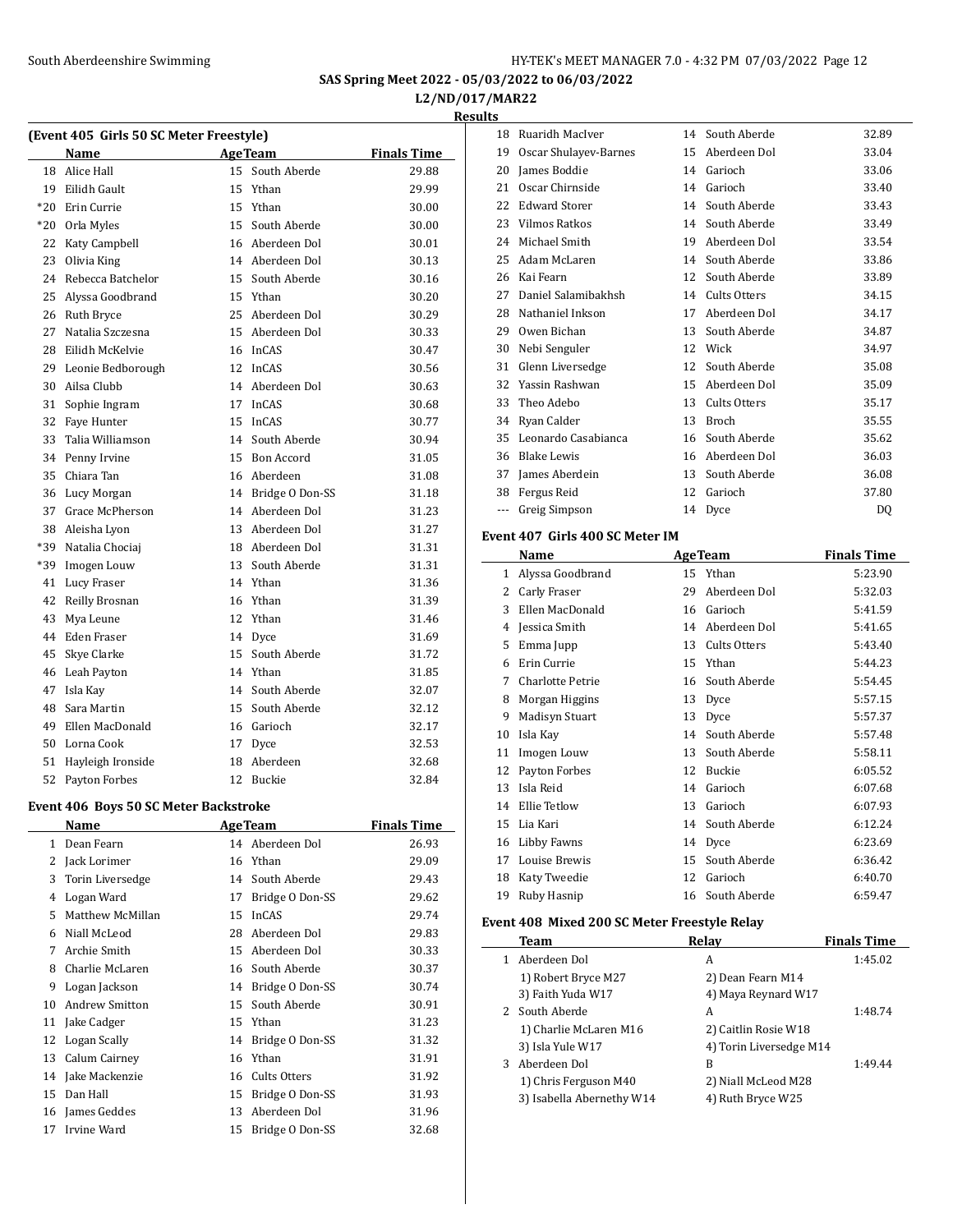SAS Spring Meet 2022 - 05/03/2022 to 06/03/2022

L2/ND/017/MAR22

**Results**

### (Event 405 Girls 50 SC Meter Freestyle)

| | Name | Age | Team | Finals Time |
|---|---|---|---|---|
| 18 | Alice Hall | 15 | South Aberde | 29.88 |
| 19 | Eilidh Gault | 15 | Ythan | 29.99 |
| *20 | Erin Currie | 15 | Ythan | 30.00 |
| *20 | Orla Myles | 15 | South Aberde | 30.00 |
| 22 | Katy Campbell | 16 | Aberdeen Dol | 30.01 |
| 23 | Olivia King | 14 | Aberdeen Dol | 30.13 |
| 24 | Rebecca Batchelor | 15 | South Aberde | 30.16 |
| 25 | Alyssa Goodbrand | 15 | Ythan | 30.20 |
| 26 | Ruth Bryce | 25 | Aberdeen Dol | 30.29 |
| 27 | Natalia Szczesna | 15 | Aberdeen Dol | 30.33 |
| 28 | Eilidh McKelvie | 16 | InCAS | 30.47 |
| 29 | Leonie Bedborough | 12 | InCAS | 30.56 |
| 30 | Ailsa Clubb | 14 | Aberdeen Dol | 30.63 |
| 31 | Sophie Ingram | 17 | InCAS | 30.68 |
| 32 | Faye Hunter | 15 | InCAS | 30.77 |
| 33 | Talia Williamson | 14 | South Aberde | 30.94 |
| 34 | Penny Irvine | 15 | Bon Accord | 31.05 |
| 35 | Chiara Tan | 16 | Aberdeen | 31.08 |
| 36 | Lucy Morgan | 14 | Bridge O Don-SS | 31.18 |
| 37 | Grace McPherson | 14 | Aberdeen Dol | 31.23 |
| 38 | Aleisha Lyon | 13 | Aberdeen Dol | 31.27 |
| *39 | Natalia Chociaj | 18 | Aberdeen Dol | 31.31 |
| *39 | Imogen Louw | 13 | South Aberde | 31.31 |
| 41 | Lucy Fraser | 14 | Ythan | 31.36 |
| 42 | Reilly Brosnan | 16 | Ythan | 31.39 |
| 43 | Mya Leune | 12 | Ythan | 31.46 |
| 44 | Eden Fraser | 14 | Dyce | 31.69 |
| 45 | Skye Clarke | 15 | South Aberde | 31.72 |
| 46 | Leah Payton | 14 | Ythan | 31.85 |
| 47 | Isla Kay | 14 | South Aberde | 32.07 |
| 48 | Sara Martin | 15 | South Aberde | 32.12 |
| 49 | Ellen MacDonald | 16 | Garioch | 32.17 |
| 50 | Lorna Cook | 17 | Dyce | 32.53 |
| 51 | Hayleigh Ironside | 18 | Aberdeen | 32.68 |
| 52 | Payton Forbes | 12 | Buckie | 32.84 |

### Event 406 Boys 50 SC Meter Backstroke

| | Name | Age | Team | Finals Time |
|---|---|---|---|---|
| 1 | Dean Fearn | 14 | Aberdeen Dol | 26.93 |
| 2 | Jack Lorimer | 16 | Ythan | 29.09 |
| 3 | Torin Liversedge | 14 | South Aberde | 29.43 |
| 4 | Logan Ward | 17 | Bridge O Don-SS | 29.62 |
| 5 | Matthew McMillan | 15 | InCAS | 29.74 |
| 6 | Niall McLeod | 28 | Aberdeen Dol | 29.83 |
| 7 | Archie Smith | 15 | Aberdeen Dol | 30.33 |
| 8 | Charlie McLaren | 16 | South Aberde | 30.37 |
| 9 | Logan Jackson | 14 | Bridge O Don-SS | 30.74 |
| 10 | Andrew Smitton | 15 | South Aberde | 30.91 |
| 11 | Jake Cadger | 15 | Ythan | 31.23 |
| 12 | Logan Scally | 14 | Bridge O Don-SS | 31.32 |
| 13 | Calum Cairney | 16 | Ythan | 31.91 |
| 14 | Jake Mackenzie | 16 | Cults Otters | 31.92 |
| 15 | Dan Hall | 15 | Bridge O Don-SS | 31.93 |
| 16 | James Geddes | 13 | Aberdeen Dol | 31.96 |
| 17 | Irvine Ward | 15 | Bridge O Don-SS | 32.68 |
| 18 | Ruaridh MacIver | 14 | South Aberde | 32.89 |
| 19 | Oscar Shulayev-Barnes | 15 | Aberdeen Dol | 33.04 |
| 20 | James Boddie | 14 | Garioch | 33.06 |
| 21 | Oscar Chirnside | 14 | Garioch | 33.40 |
| 22 | Edward Storer | 14 | South Aberde | 33.43 |
| 23 | Vilmos Ratkos | 14 | South Aberde | 33.49 |
| 24 | Michael Smith | 19 | Aberdeen Dol | 33.54 |
| 25 | Adam McLaren | 14 | South Aberde | 33.86 |
| 26 | Kai Fearn | 12 | South Aberde | 33.89 |
| 27 | Daniel Salamibakhsh | 14 | Cults Otters | 34.15 |
| 28 | Nathaniel Inkson | 17 | Aberdeen Dol | 34.17 |
| 29 | Owen Bichan | 13 | South Aberde | 34.87 |
| 30 | Nebi Senguler | 12 | Wick | 34.97 |
| 31 | Glenn Liversedge | 12 | South Aberde | 35.08 |
| 32 | Yassin Rashwan | 15 | Aberdeen Dol | 35.09 |
| 33 | Theo Adebo | 13 | Cults Otters | 35.17 |
| 34 | Ryan Calder | 13 | Broch | 35.55 |
| 35 | Leonardo Casabianca | 16 | South Aberde | 35.62 |
| 36 | Blake Lewis | 16 | Aberdeen Dol | 36.03 |
| 37 | James Aberdein | 13 | South Aberde | 36.08 |
| 38 | Fergus Reid | 12 | Garioch | 37.80 |
| --- | Greig Simpson | 14 | Dyce | DQ |

### Event 407 Girls 400 SC Meter IM

| | Name | Age | Team | Finals Time |
|---|---|---|---|---|
| 1 | Alyssa Goodbrand | 15 | Ythan | 5:23.90 |
| 2 | Carly Fraser | 29 | Aberdeen Dol | 5:32.03 |
| 3 | Ellen MacDonald | 16 | Garioch | 5:41.59 |
| 4 | Jessica Smith | 14 | Aberdeen Dol | 5:41.65 |
| 5 | Emma Jupp | 13 | Cults Otters | 5:43.40 |
| 6 | Erin Currie | 15 | Ythan | 5:44.23 |
| 7 | Charlotte Petrie | 16 | South Aberde | 5:54.45 |
| 8 | Morgan Higgins | 13 | Dyce | 5:57.15 |
| 9 | Madisyn Stuart | 13 | Dyce | 5:57.37 |
| 10 | Isla Kay | 14 | South Aberde | 5:57.48 |
| 11 | Imogen Louw | 13 | South Aberde | 5:58.11 |
| 12 | Payton Forbes | 12 | Buckie | 6:05.52 |
| 13 | Isla Reid | 14 | Garioch | 6:07.68 |
| 14 | Ellie Tetlow | 13 | Garioch | 6:07.93 |
| 15 | Lia Kari | 14 | South Aberde | 6:12.24 |
| 16 | Libby Fawns | 14 | Dyce | 6:23.69 |
| 17 | Louise Brewis | 15 | South Aberde | 6:36.42 |
| 18 | Katy Tweedie | 12 | Garioch | 6:40.70 |
| 19 | Ruby Hasnip | 16 | South Aberde | 6:59.47 |

### Event 408 Mixed 200 SC Meter Freestyle Relay

| | Team | Relay | Finals Time |
|---|---|---|---|
| 1 | Aberdeen Dol | A | 1:45.02 |
| | 1) Robert Bryce M27 | 2) Dean Fearn M14 | |
| | 3) Faith Yuda W17 | 4) Maya Reynard W17 | |
| 2 | South Aberde | A | 1:48.74 |
| | 1) Charlie McLaren M16 | 2) Caitlin Rosie W18 | |
| | 3) Isla Yule W17 | 4) Torin Liversedge M14 | |
| 3 | Aberdeen Dol | B | 1:49.44 |
| | 1) Chris Ferguson M40 | 2) Niall McLeod M28 | |
| | 3) Isabella Abernethy W14 | 4) Ruth Bryce W25 | |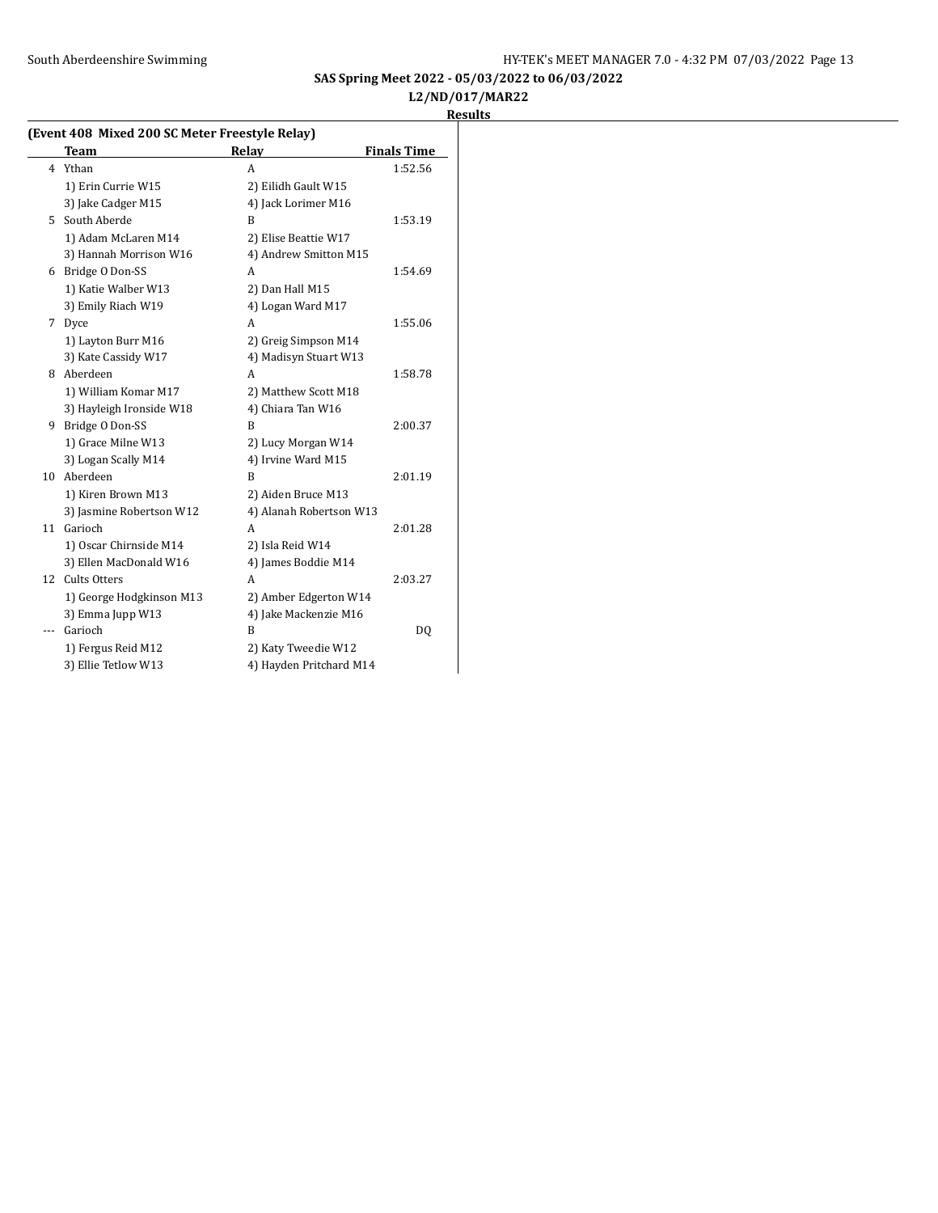**SAS Spring Meet 2022 - 05/03/2022 to 06/03/2022**

**L2/ND/017/MAR22**

**Results**

**(Event 408 Mixed 200 SC Meter Freestyle Relay)**

| | Team | Relay | Finals Time |
|---|---|---|---|
| 4 | Ythan | A | 1:52.56 |
| | 1) Erin Currie W15 | 2) Eilidh Gault W15 | |
| | 3) Jake Cadger M15 | 4) Jack Lorimer M16 | |
| 5 | South Aberde | B | 1:53.19 |
| | 1) Adam McLaren M14 | 2) Elise Beattie W17 | |
| | 3) Hannah Morrison W16 | 4) Andrew Smitton M15 | |
| 6 | Bridge O Don-SS | A | 1:54.69 |
| | 1) Katie Walber W13 | 2) Dan Hall M15 | |
| | 3) Emily Riach W19 | 4) Logan Ward M17 | |
| 7 | Dyce | A | 1:55.06 |
| | 1) Layton Burr M16 | 2) Greig Simpson M14 | |
| | 3) Kate Cassidy W17 | 4) Madisyn Stuart W13 | |
| 8 | Aberdeen | A | 1:58.78 |
| | 1) William Komar M17 | 2) Matthew Scott M18 | |
| | 3) Hayleigh Ironside W18 | 4) Chiara Tan W16 | |
| 9 | Bridge O Don-SS | B | 2:00.37 |
| | 1) Grace Milne W13 | 2) Lucy Morgan W14 | |
| | 3) Logan Scally M14 | 4) Irvine Ward M15 | |
| 10 | Aberdeen | B | 2:01.19 |
| | 1) Kiren Brown M13 | 2) Aiden Bruce M13 | |
| | 3) Jasmine Robertson W12 | 4) Alanah Robertson W13 | |
| 11 | Garioch | A | 2:01.28 |
| | 1) Oscar Chirnside M14 | 2) Isla Reid W14 | |
| | 3) Ellen MacDonald W16 | 4) James Boddie M14 | |
| 12 | Cults Otters | A | 2:03.27 |
| | 1) George Hodgkinson M13 | 2) Amber Edgerton W14 | |
| | 3) Emma Jupp W13 | 4) Jake Mackenzie M16 | |
| --- | Garioch | B | DQ |
| | 1) Fergus Reid M12 | 2) Katy Tweedie W12 | |
| | 3) Ellie Tetlow W13 | 4) Hayden Pritchard M14 | |